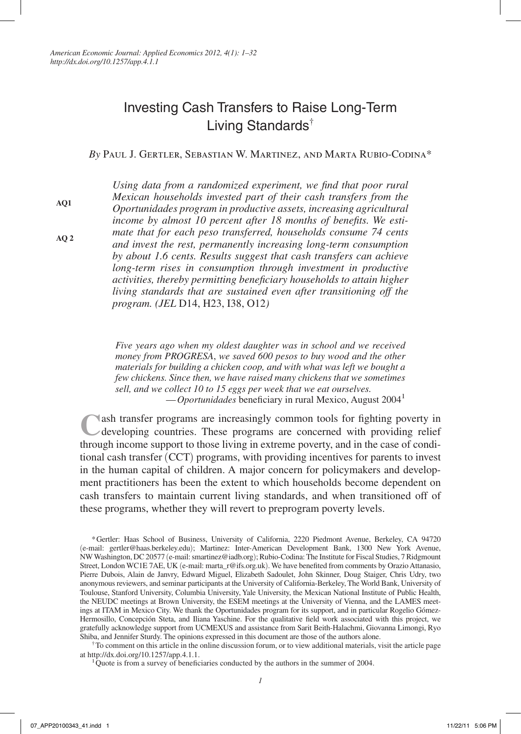# Investing Cash Transfers to Raise Long-Term Living Standards[†]

*By* Paul J. Gertler, Sebastian W. Martinez, and Marta Rubio-Codina*

*Using data from a randomized experiment, we find that poor rural Mexican households invested part of their cash transfers from the Oportunidades program in productive assets, increasing agricultural income by almost 10 percent after 18 months of benefits. We estimate that for each peso transferred, households consume 74 cents and invest the rest, permanently increasing long-term consumption by about 1.6 cents. Results suggest that cash transfers can achieve long-term rises in consumption through investment in productive activities, thereby permitting beneficiary households to attain higher living standards that are sustained even after transitioning off the program. (JEL* D14, H23, I38, O12*)*

> *Five years ago when my oldest daughter was in school and we received money from PROGRESA, we saved 600 pesos to buy wood and the other materials for building a chicken coop, and with what was left we bought a few chickens. Since then, we have raised many chickens that we sometimes sell, and we collect 10 to 15 eggs per week that we eat ourselves.*
>
> —*Oportunidades* beneficiary in rural Mexico, August 2004[1]

Cash transfer programs are increasingly common tools for fighting poverty in developing countries. These programs are concerned with providing relief through income support to those living in extreme poverty, and in the case of conditional cash transfer (CCT) programs, with providing incentives for parents to invest in the human capital of children. A major concern for policymakers and development practitioners has been the extent to which households become dependent on cash transfers to maintain current living standards, and when transitioned off of these programs, whether they will revert to preprogram poverty levels.

---

*Gertler: Haas School of Business, University of California, 2220 Piedmont Avenue, Berkeley, CA 94720 (e-mail: gertler@haas.berkeley.edu); Martinez: Inter-American Development Bank, 1300 New York Avenue, NW Washington, DC 20577 (e-mail: smartinez@iadb.org); Rubio-Codina: The Institute for Fiscal Studies, 7 Ridgmount Street, London WC1E 7AE, UK (e-mail: marta_r@ifs.org.uk). We have benefited from comments by Orazio Attanasio, Pierre Dubois, Alain de Janvry, Edward Miguel, Elizabeth Sadoulet, John Skinner, Doug Staiger, Chris Udry, two anonymous reviewers, and seminar participants at the University of California-Berkeley, The World Bank, University of Toulouse, Stanford University, Columbia University, Yale University, the Mexican National Institute of Public Health, the NEUDC meetings at Brown University, the ESEM meetings at the University of Vienna, and the LAMES meetings at ITAM in Mexico City. We thank the Oportunidades program for its support, and in particular Rogelio Gómez-Hermosillo, Concepción Steta, and Iliana Yaschine. For the qualitative field work associated with this project, we gratefully acknowledge support from UCMEXUS and assistance from Sarit Beith-Halachmi, Giovanna Limongi, Ryo Shiba, and Jennifer Sturdy. The opinions expressed in this document are those of the authors alone.

[†] To comment on this article in the online discussion forum, or to view additional materials, visit the article page at http://dx.doi.org/10.1257/app.4.1.1.

[1] Quote is from a survey of beneficiaries conducted by the authors in the summer of 2004.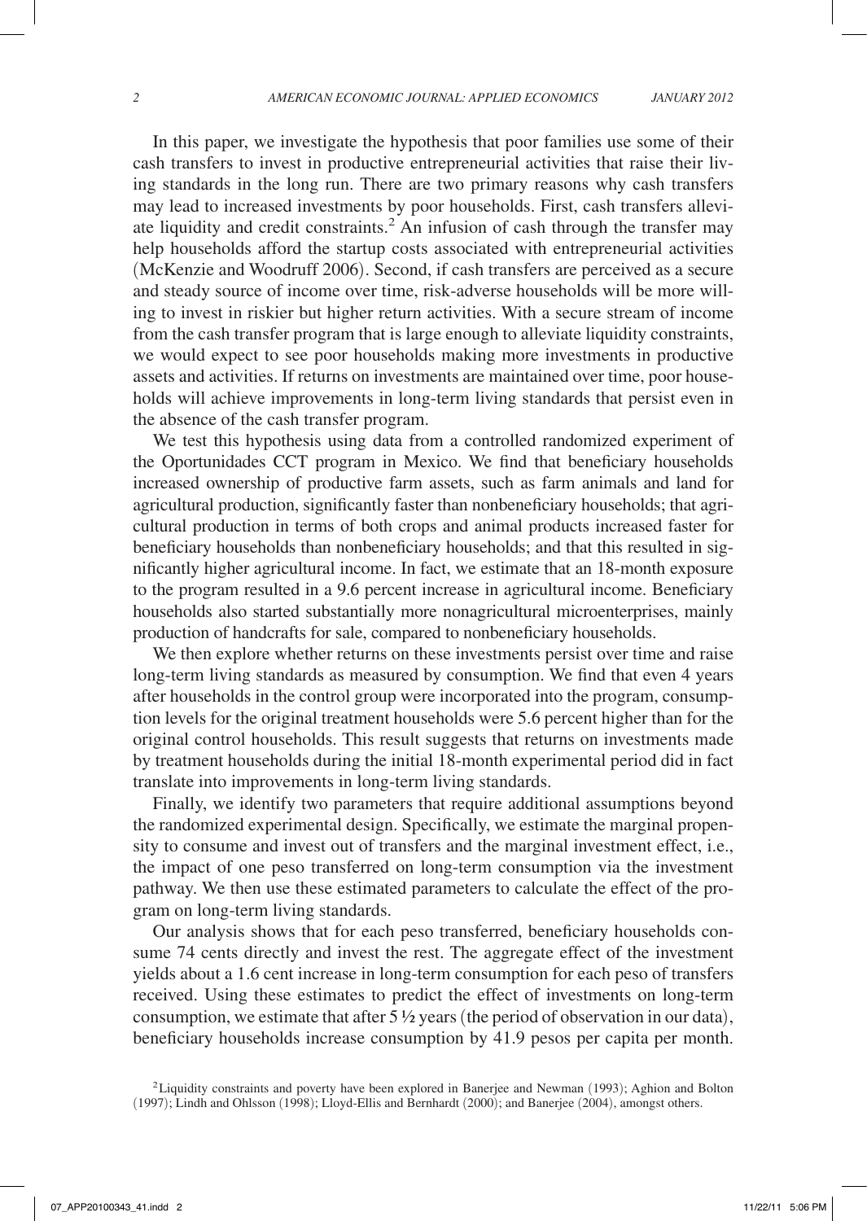In this paper, we investigate the hypothesis that poor families use some of their cash transfers to invest in productive entrepreneurial activities that raise their living standards in the long run. There are two primary reasons why cash transfers may lead to increased investments by poor households. First, cash transfers alleviate liquidity and credit constraints.[2] An infusion of cash through the transfer may help households afford the startup costs associated with entrepreneurial activities (McKenzie and Woodruff 2006). Second, if cash transfers are perceived as a secure and steady source of income over time, risk-adverse households will be more willing to invest in riskier but higher return activities. With a secure stream of income from the cash transfer program that is large enough to alleviate liquidity constraints, we would expect to see poor households making more investments in productive assets and activities. If returns on investments are maintained over time, poor households will achieve improvements in long-term living standards that persist even in the absence of the cash transfer program.

We test this hypothesis using data from a controlled randomized experiment of the Oportunidades CCT program in Mexico. We find that beneficiary households increased ownership of productive farm assets, such as farm animals and land for agricultural production, significantly faster than nonbeneficiary households; that agricultural production in terms of both crops and animal products increased faster for beneficiary households than nonbeneficiary households; and that this resulted in significantly higher agricultural income. In fact, we estimate that an 18-month exposure to the program resulted in a 9.6 percent increase in agricultural income. Beneficiary households also started substantially more nonagricultural microenterprises, mainly production of handcrafts for sale, compared to nonbeneficiary households.

We then explore whether returns on these investments persist over time and raise long-term living standards as measured by consumption. We find that even 4 years after households in the control group were incorporated into the program, consumption levels for the original treatment households were 5.6 percent higher than for the original control households. This result suggests that returns on investments made by treatment households during the initial 18-month experimental period did in fact translate into improvements in long-term living standards.

Finally, we identify two parameters that require additional assumptions beyond the randomized experimental design. Specifically, we estimate the marginal propensity to consume and invest out of transfers and the marginal investment effect, i.e., the impact of one peso transferred on long-term consumption via the investment pathway. We then use these estimated parameters to calculate the effect of the program on long-term living standards.

Our analysis shows that for each peso transferred, beneficiary households consume 74 cents directly and invest the rest. The aggregate effect of the investment yields about a 1.6 cent increase in long-term consumption for each peso of transfers received. Using these estimates to predict the effect of investments on long-term consumption, we estimate that after 5 ½ years (the period of observation in our data), beneficiary households increase consumption by 41.9 pesos per capita per month.

[2] Liquidity constraints and poverty have been explored in Banerjee and Newman (1993); Aghion and Bolton (1997); Lindh and Ohlsson (1998); Lloyd-Ellis and Bernhardt (2000); and Banerjee (2004), amongst others.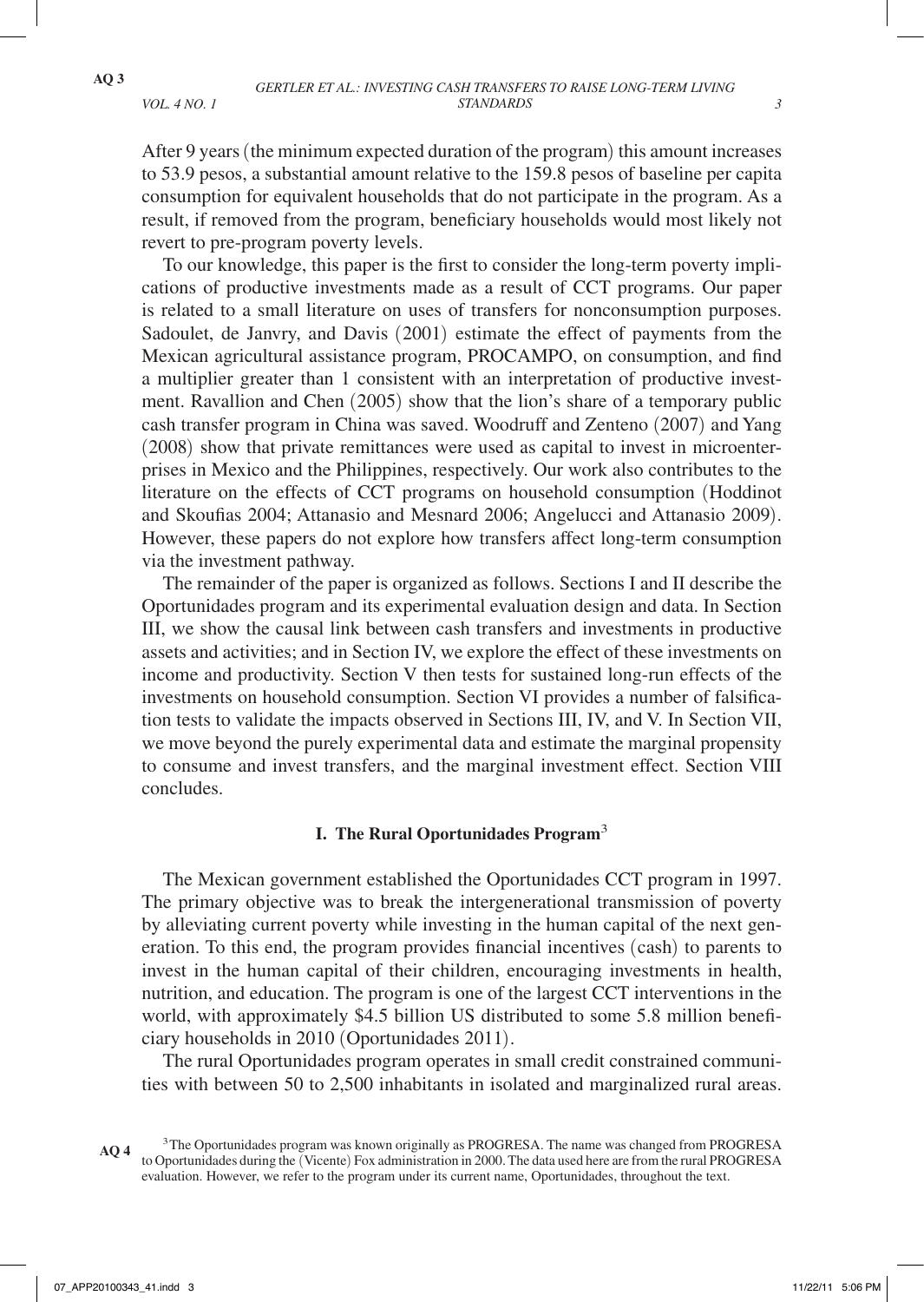After 9 years (the minimum expected duration of the program) this amount increases to 53.9 pesos, a substantial amount relative to the 159.8 pesos of baseline per capita consumption for equivalent households that do not participate in the program. As a result, if removed from the program, beneficiary households would most likely not revert to pre-program poverty levels.

To our knowledge, this paper is the first to consider the long-term poverty implications of productive investments made as a result of CCT programs. Our paper is related to a small literature on uses of transfers for nonconsumption purposes. Sadoulet, de Janvry, and Davis (2001) estimate the effect of payments from the Mexican agricultural assistance program, PROCAMPO, on consumption, and find a multiplier greater than 1 consistent with an interpretation of productive investment. Ravallion and Chen (2005) show that the lion's share of a temporary public cash transfer program in China was saved. Woodruff and Zenteno (2007) and Yang (2008) show that private remittances were used as capital to invest in microenterprises in Mexico and the Philippines, respectively. Our work also contributes to the literature on the effects of CCT programs on household consumption (Hoddinot and Skoufias 2004; Attanasio and Mesnard 2006; Angelucci and Attanasio 2009). However, these papers do not explore how transfers affect long-term consumption via the investment pathway.

The remainder of the paper is organized as follows. Sections I and II describe the Oportunidades program and its experimental evaluation design and data. In Section III, we show the causal link between cash transfers and investments in productive assets and activities; and in Section IV, we explore the effect of these investments on income and productivity. Section V then tests for sustained long-run effects of the investments on household consumption. Section VI provides a number of falsification tests to validate the impacts observed in Sections III, IV, and V. In Section VII, we move beyond the purely experimental data and estimate the marginal propensity to consume and invest transfers, and the marginal investment effect. Section VIII concludes.

## I. The Rural Oportunidades Program[3]

The Mexican government established the Oportunidades CCT program in 1997. The primary objective was to break the intergenerational transmission of poverty by alleviating current poverty while investing in the human capital of the next generation. To this end, the program provides financial incentives (cash) to parents to invest in the human capital of their children, encouraging investments in health, nutrition, and education. The program is one of the largest CCT interventions in the world, with approximately $4.5 billion US distributed to some 5.8 million beneficiary households in 2010 (Oportunidades 2011).

The rural Oportunidades program operates in small credit constrained communities with between 50 to 2,500 inhabitants in isolated and marginalized rural areas.

[3] The Oportunidades program was known originally as PROGRESA. The name was changed from PROGRESA to Oportunidades during the (Vicente) Fox administration in 2000. The data used here are from the rural PROGRESA evaluation. However, we refer to the program under its current name, Oportunidades, throughout the text.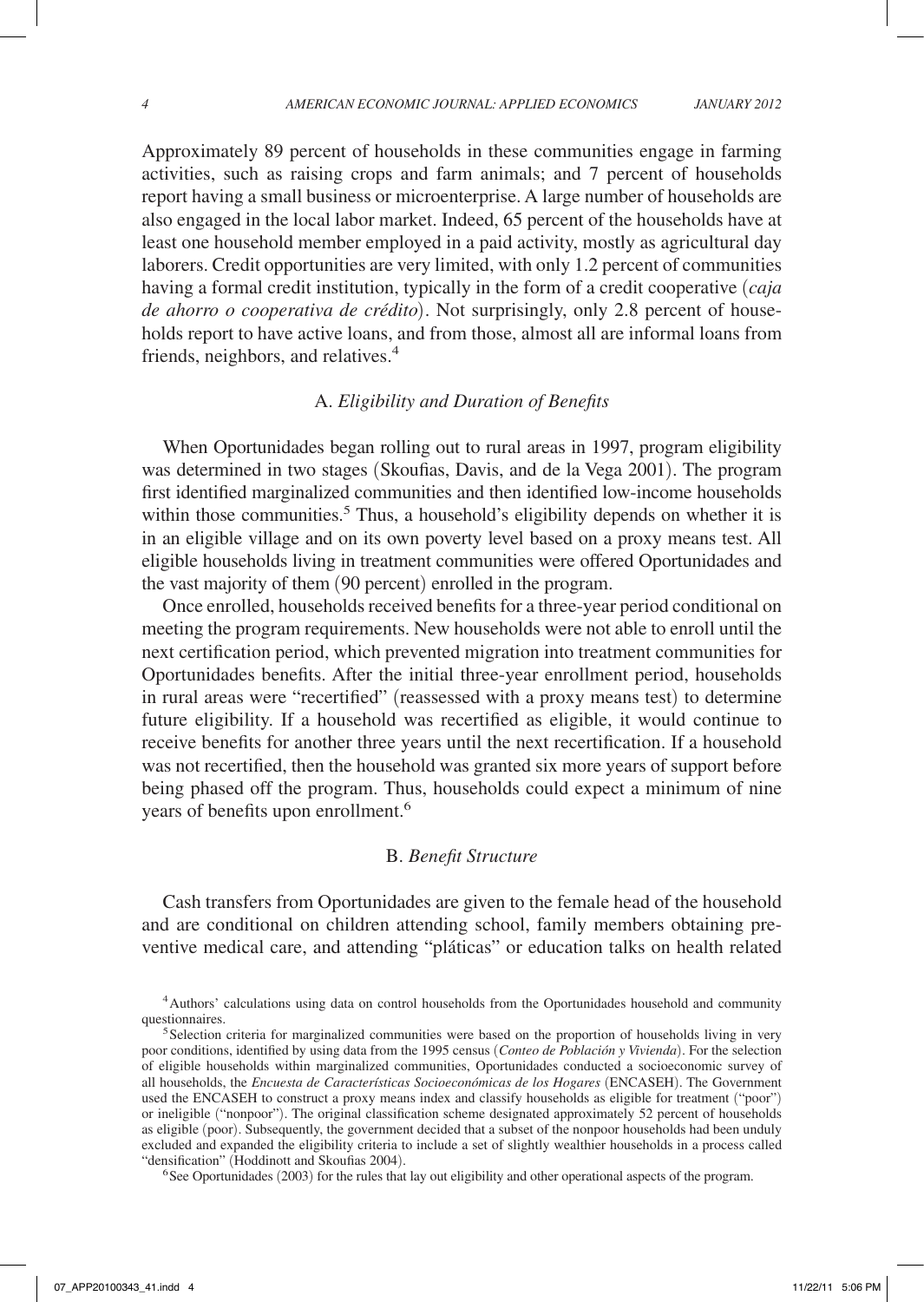Approximately 89 percent of households in these communities engage in farming activities, such as raising crops and farm animals; and 7 percent of households report having a small business or microenterprise. A large number of households are also engaged in the local labor market. Indeed, 65 percent of the households have at least one household member employed in a paid activity, mostly as agricultural day laborers. Credit opportunities are very limited, with only 1.2 percent of communities having a formal credit institution, typically in the form of a credit cooperative (*caja de ahorro o cooperativa de crédito*). Not surprisingly, only 2.8 percent of households report to have active loans, and from those, almost all are informal loans from friends, neighbors, and relatives.[4]

### A. *Eligibility and Duration of Benefits*

When Oportunidades began rolling out to rural areas in 1997, program eligibility was determined in two stages (Skoufias, Davis, and de la Vega 2001). The program first identified marginalized communities and then identified low-income households within those communities.[5] Thus, a household's eligibility depends on whether it is in an eligible village and on its own poverty level based on a proxy means test. All eligible households living in treatment communities were offered Oportunidades and the vast majority of them (90 percent) enrolled in the program.

Once enrolled, households received benefits for a three-year period conditional on meeting the program requirements. New households were not able to enroll until the next certification period, which prevented migration into treatment communities for Oportunidades benefits. After the initial three-year enrollment period, households in rural areas were "recertified" (reassessed with a proxy means test) to determine future eligibility. If a household was recertified as eligible, it would continue to receive benefits for another three years until the next recertification. If a household was not recertified, then the household was granted six more years of support before being phased off the program. Thus, households could expect a minimum of nine years of benefits upon enrollment.[6]

### B. *Benefit Structure*

Cash transfers from Oportunidades are given to the female head of the household and are conditional on children attending school, family members obtaining preventive medical care, and attending "pláticas" or education talks on health related

[4] Authors' calculations using data on control households from the Oportunidades household and community questionnaires.

[5] Selection criteria for marginalized communities were based on the proportion of households living in very poor conditions, identified by using data from the 1995 census (*Conteo de Población y Vivienda*). For the selection of eligible households within marginalized communities, Oportunidades conducted a socioeconomic survey of all households, the *Encuesta de Características Socioeconómicas de los Hogares* (ENCASEH). The Government used the ENCASEH to construct a proxy means index and classify households as eligible for treatment ("poor") or ineligible ("nonpoor"). The original classification scheme designated approximately 52 percent of households as eligible (poor). Subsequently, the government decided that a subset of the nonpoor households had been unduly excluded and expanded the eligibility criteria to include a set of slightly wealthier households in a process called "densification" (Hoddinott and Skoufias 2004).

[6] See Oportunidades (2003) for the rules that lay out eligibility and other operational aspects of the program.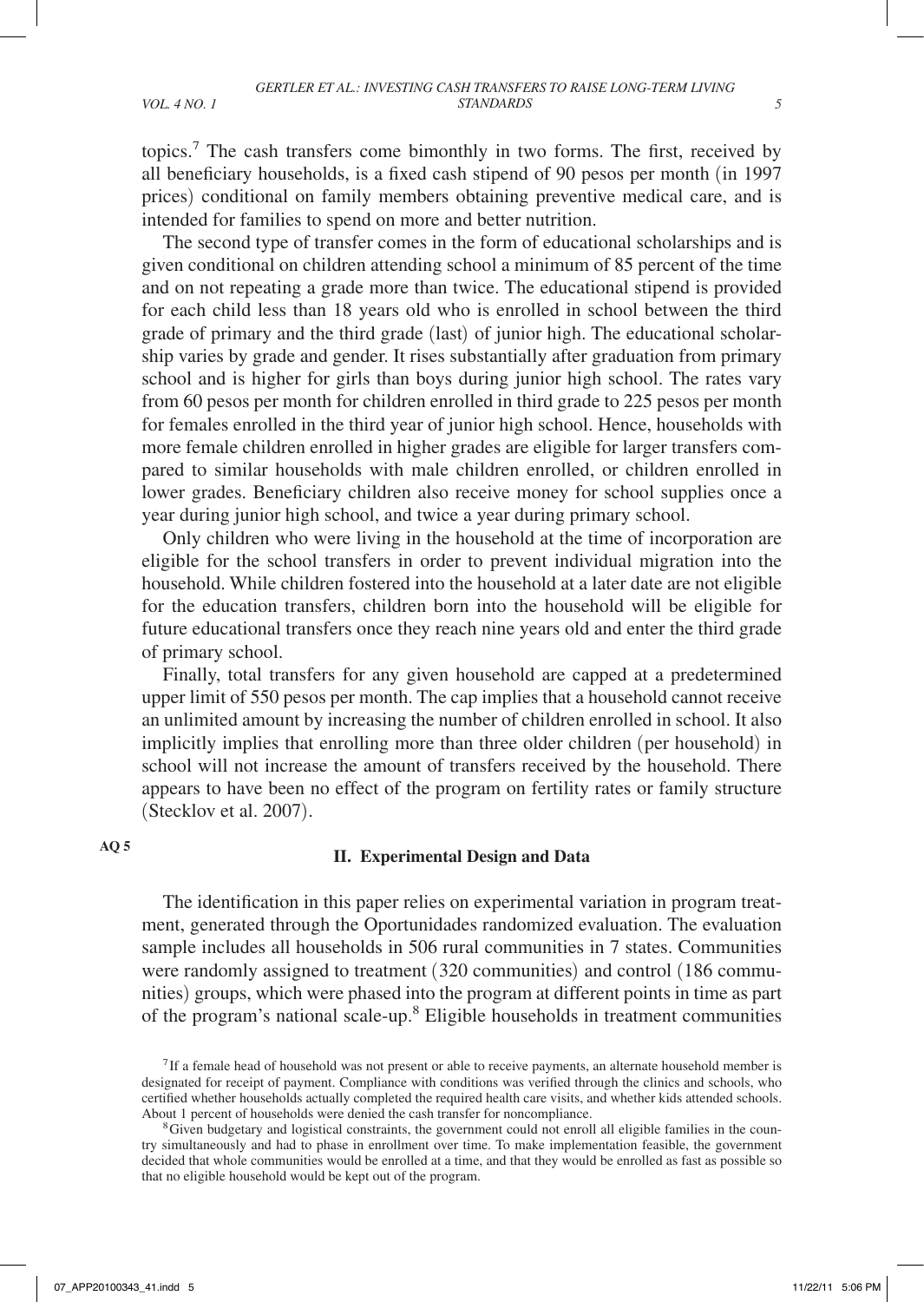topics.[7] The cash transfers come bimonthly in two forms. The first, received by all beneficiary households, is a fixed cash stipend of 90 pesos per month (in 1997 prices) conditional on family members obtaining preventive medical care, and is intended for families to spend on more and better nutrition.

The second type of transfer comes in the form of educational scholarships and is given conditional on children attending school a minimum of 85 percent of the time and on not repeating a grade more than twice. The educational stipend is provided for each child less than 18 years old who is enrolled in school between the third grade of primary and the third grade (last) of junior high. The educational scholarship varies by grade and gender. It rises substantially after graduation from primary school and is higher for girls than boys during junior high school. The rates vary from 60 pesos per month for children enrolled in third grade to 225 pesos per month for females enrolled in the third year of junior high school. Hence, households with more female children enrolled in higher grades are eligible for larger transfers compared to similar households with male children enrolled, or children enrolled in lower grades. Beneficiary children also receive money for school supplies once a year during junior high school, and twice a year during primary school.

Only children who were living in the household at the time of incorporation are eligible for the school transfers in order to prevent individual migration into the household. While children fostered into the household at a later date are not eligible for the education transfers, children born into the household will be eligible for future educational transfers once they reach nine years old and enter the third grade of primary school.

Finally, total transfers for any given household are capped at a predetermined upper limit of 550 pesos per month. The cap implies that a household cannot receive an unlimited amount by increasing the number of children enrolled in school. It also implicitly implies that enrolling more than three older children (per household) in school will not increase the amount of transfers received by the household. There appears to have been no effect of the program on fertility rates or family structure (Stecklov et al. 2007).

## II. Experimental Design and Data

The identification in this paper relies on experimental variation in program treatment, generated through the Oportunidades randomized evaluation. The evaluation sample includes all households in 506 rural communities in 7 states. Communities were randomly assigned to treatment (320 communities) and control (186 communities) groups, which were phased into the program at different points in time as part of the program's national scale-up.[8] Eligible households in treatment communities

[7] If a female head of household was not present or able to receive payments, an alternate household member is designated for receipt of payment. Compliance with conditions was verified through the clinics and schools, who certified whether households actually completed the required health care visits, and whether kids attended schools. About 1 percent of households were denied the cash transfer for noncompliance.

[8] Given budgetary and logistical constraints, the government could not enroll all eligible families in the country simultaneously and had to phase in enrollment over time. To make implementation feasible, the government decided that whole communities would be enrolled at a time, and that they would be enrolled as fast as possible so that no eligible household would be kept out of the program.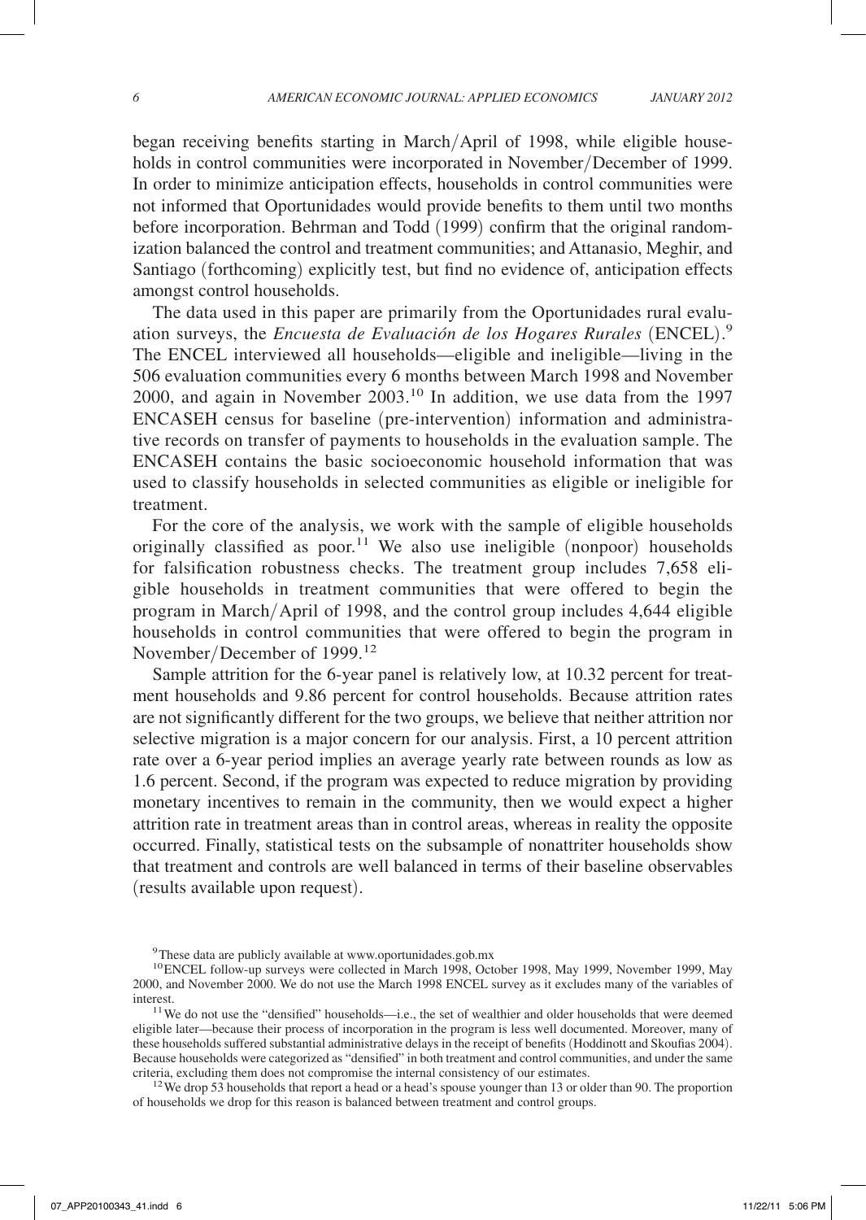began receiving benefits starting in March/April of 1998, while eligible households in control communities were incorporated in November/December of 1999. In order to minimize anticipation effects, households in control communities were not informed that Oportunidades would provide benefits to them until two months before incorporation. Behrman and Todd (1999) confirm that the original randomization balanced the control and treatment communities; and Attanasio, Meghir, and Santiago (forthcoming) explicitly test, but find no evidence of, anticipation effects amongst control households.

The data used in this paper are primarily from the Oportunidades rural evaluation surveys, the *Encuesta de Evaluación de los Hogares Rurales* (ENCEL).[9] The ENCEL interviewed all households—eligible and ineligible—living in the 506 evaluation communities every 6 months between March 1998 and November 2000, and again in November 2003.[10] In addition, we use data from the 1997 ENCASEH census for baseline (pre-intervention) information and administrative records on transfer of payments to households in the evaluation sample. The ENCASEH contains the basic socioeconomic household information that was used to classify households in selected communities as eligible or ineligible for treatment.

For the core of the analysis, we work with the sample of eligible households originally classified as poor.[11] We also use ineligible (nonpoor) households for falsification robustness checks. The treatment group includes 7,658 eligible households in treatment communities that were offered to begin the program in March/April of 1998, and the control group includes 4,644 eligible households in control communities that were offered to begin the program in November/December of 1999.[12]

Sample attrition for the 6-year panel is relatively low, at 10.32 percent for treatment households and 9.86 percent for control households. Because attrition rates are not significantly different for the two groups, we believe that neither attrition nor selective migration is a major concern for our analysis. First, a 10 percent attrition rate over a 6-year period implies an average yearly rate between rounds as low as 1.6 percent. Second, if the program was expected to reduce migration by providing monetary incentives to remain in the community, then we would expect a higher attrition rate in treatment areas than in control areas, whereas in reality the opposite occurred. Finally, statistical tests on the subsample of nonattriter households show that treatment and controls are well balanced in terms of their baseline observables (results available upon request).

[9] These data are publicly available at www.oportunidades.gob.mx

[10] ENCEL follow-up surveys were collected in March 1998, October 1998, May 1999, November 1999, May 2000, and November 2000. We do not use the March 1998 ENCEL survey as it excludes many of the variables of interest.

[11] We do not use the "densified" households—i.e., the set of wealthier and older households that were deemed eligible later—because their process of incorporation in the program is less well documented. Moreover, many of these households suffered substantial administrative delays in the receipt of benefits (Hoddinott and Skoufias 2004). Because households were categorized as "densified" in both treatment and control communities, and under the same criteria, excluding them does not compromise the internal consistency of our estimates.

[12] We drop 53 households that report a head or a head's spouse younger than 13 or older than 90. The proportion of households we drop for this reason is balanced between treatment and control groups.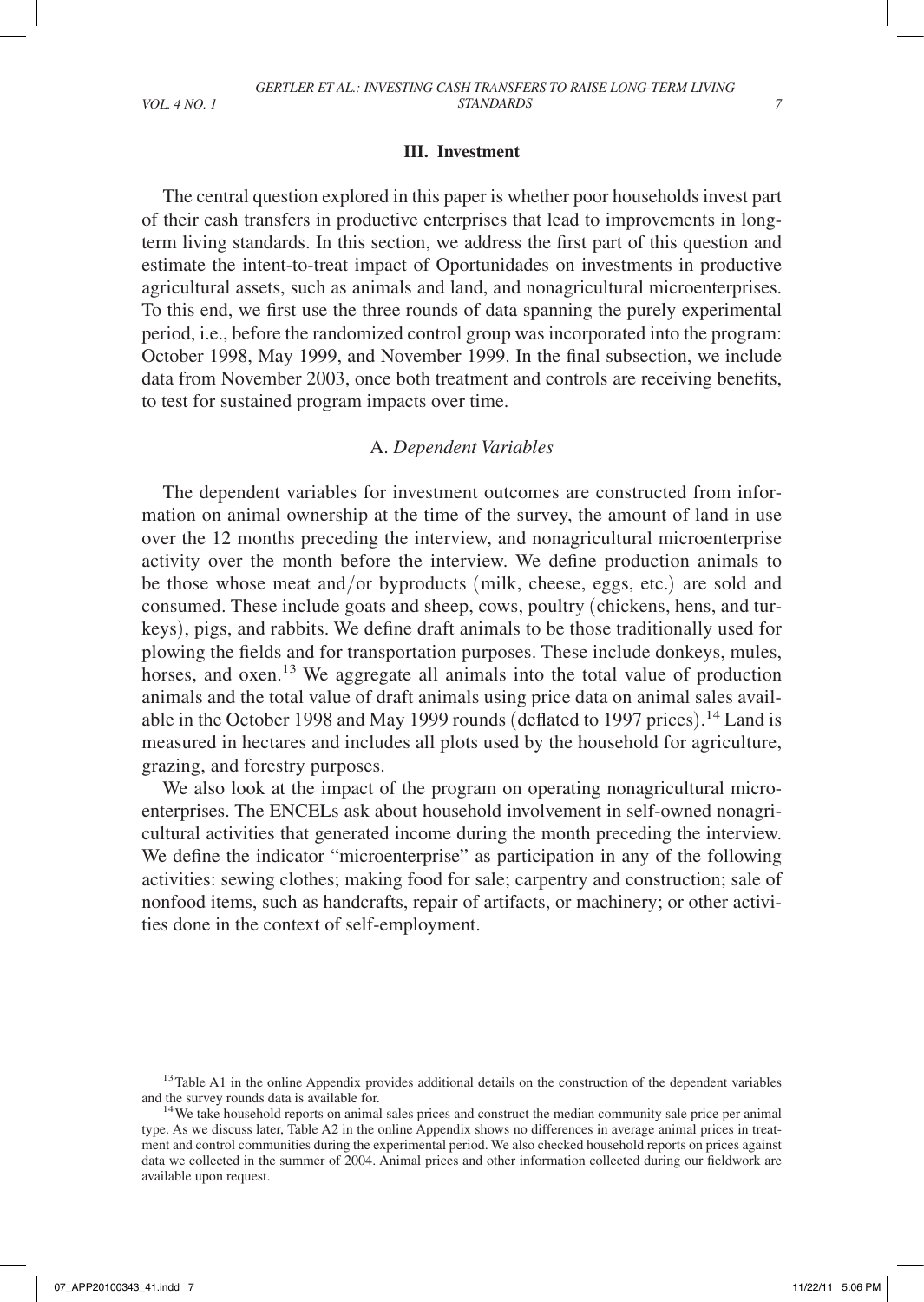## III. Investment

The central question explored in this paper is whether poor households invest part of their cash transfers in productive enterprises that lead to improvements in long-term living standards. In this section, we address the first part of this question and estimate the intent-to-treat impact of Oportunidades on investments in productive agricultural assets, such as animals and land, and nonagricultural microenterprises. To this end, we first use the three rounds of data spanning the purely experimental period, i.e., before the randomized control group was incorporated into the program: October 1998, May 1999, and November 1999. In the final subsection, we include data from November 2003, once both treatment and controls are receiving benefits, to test for sustained program impacts over time.

### A. *Dependent Variables*

The dependent variables for investment outcomes are constructed from information on animal ownership at the time of the survey, the amount of land in use over the 12 months preceding the interview, and nonagricultural microenterprise activity over the month before the interview. We define production animals to be those whose meat and/or byproducts (milk, cheese, eggs, etc.) are sold and consumed. These include goats and sheep, cows, poultry (chickens, hens, and turkeys), pigs, and rabbits. We define draft animals to be those traditionally used for plowing the fields and for transportation purposes. These include donkeys, mules, horses, and oxen.[13] We aggregate all animals into the total value of production animals and the total value of draft animals using price data on animal sales available in the October 1998 and May 1999 rounds (deflated to 1997 prices).[14] Land is measured in hectares and includes all plots used by the household for agriculture, grazing, and forestry purposes.

We also look at the impact of the program on operating nonagricultural microenterprises. The ENCELs ask about household involvement in self-owned nonagricultural activities that generated income during the month preceding the interview. We define the indicator "microenterprise" as participation in any of the following activities: sewing clothes; making food for sale; carpentry and construction; sale of nonfood items, such as handcrafts, repair of artifacts, or machinery; or other activities done in the context of self-employment.

[13] Table A1 in the online Appendix provides additional details on the construction of the dependent variables and the survey rounds data is available for.

[14] We take household reports on animal sales prices and construct the median community sale price per animal type. As we discuss later, Table A2 in the online Appendix shows no differences in average animal prices in treatment and control communities during the experimental period. We also checked household reports on prices against data we collected in the summer of 2004. Animal prices and other information collected during our fieldwork are available upon request.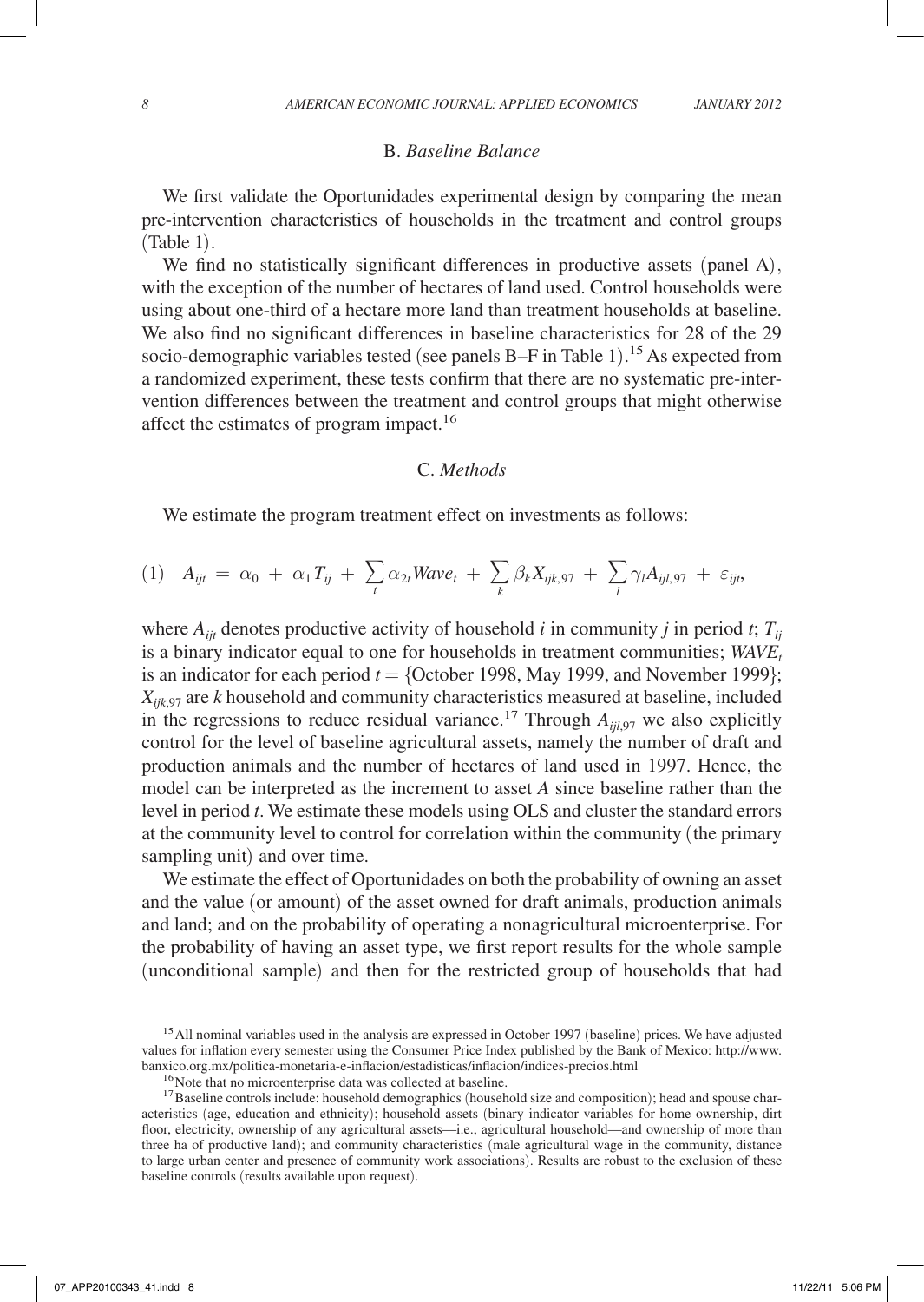## B. *Baseline Balance*

We first validate the Oportunidades experimental design by comparing the mean pre-intervention characteristics of households in the treatment and control groups (Table 1).

We find no statistically significant differences in productive assets (panel A), with the exception of the number of hectares of land used. Control households were using about one-third of a hectare more land than treatment households at baseline. We also find no significant differences in baseline characteristics for 28 of the 29 socio-demographic variables tested (see panels B–F in Table 1).[15] As expected from a randomized experiment, these tests confirm that there are no systematic pre-intervention differences between the treatment and control groups that might otherwise affect the estimates of program impact.[16]

## C. *Methods*

We estimate the program treatment effect on investments as follows:

$$(1)\quad A_{ijt} = \alpha_0 + \alpha_1 T_{ij} + \sum_t \alpha_{2t} Wave_t + \sum_k \beta_k X_{ijk,97} + \sum_l \gamma_l A_{ijl,97} + \varepsilon_{ijt},$$

where $A_{ijt}$ denotes productive activity of household $i$ in community $j$ in period $t$; $T_{ij}$ is a binary indicator equal to one for households in treatment communities; $WAVE_t$ is an indicator for each period $t = \{$October 1998, May 1999, and November 1999$\}$; $X_{ijk,97}$ are $k$ household and community characteristics measured at baseline, included in the regressions to reduce residual variance.[17] Through $A_{ijl,97}$ we also explicitly control for the level of baseline agricultural assets, namely the number of draft and production animals and the number of hectares of land used in 1997. Hence, the model can be interpreted as the increment to asset $A$ since baseline rather than the level in period $t$. We estimate these models using OLS and cluster the standard errors at the community level to control for correlation within the community (the primary sampling unit) and over time.

We estimate the effect of Oportunidades on both the probability of owning an asset and the value (or amount) of the asset owned for draft animals, production animals and land; and on the probability of operating a nonagricultural microenterprise. For the probability of having an asset type, we first report results for the whole sample (unconditional sample) and then for the restricted group of households that had

[15] All nominal variables used in the analysis are expressed in October 1997 (baseline) prices. We have adjusted values for inflation every semester using the Consumer Price Index published by the Bank of Mexico: http://www.banxico.org.mx/politica-monetaria-e-inflacion/estadisticas/inflacion/indices-precios.html

[16] Note that no microenterprise data was collected at baseline.

[17] Baseline controls include: household demographics (household size and composition); head and spouse characteristics (age, education and ethnicity); household assets (binary indicator variables for home ownership, dirt floor, electricity, ownership of any agricultural assets—i.e., agricultural household—and ownership of more than three ha of productive land); and community characteristics (male agricultural wage in the community, distance to large urban center and presence of community work associations). Results are robust to the exclusion of these baseline controls (results available upon request).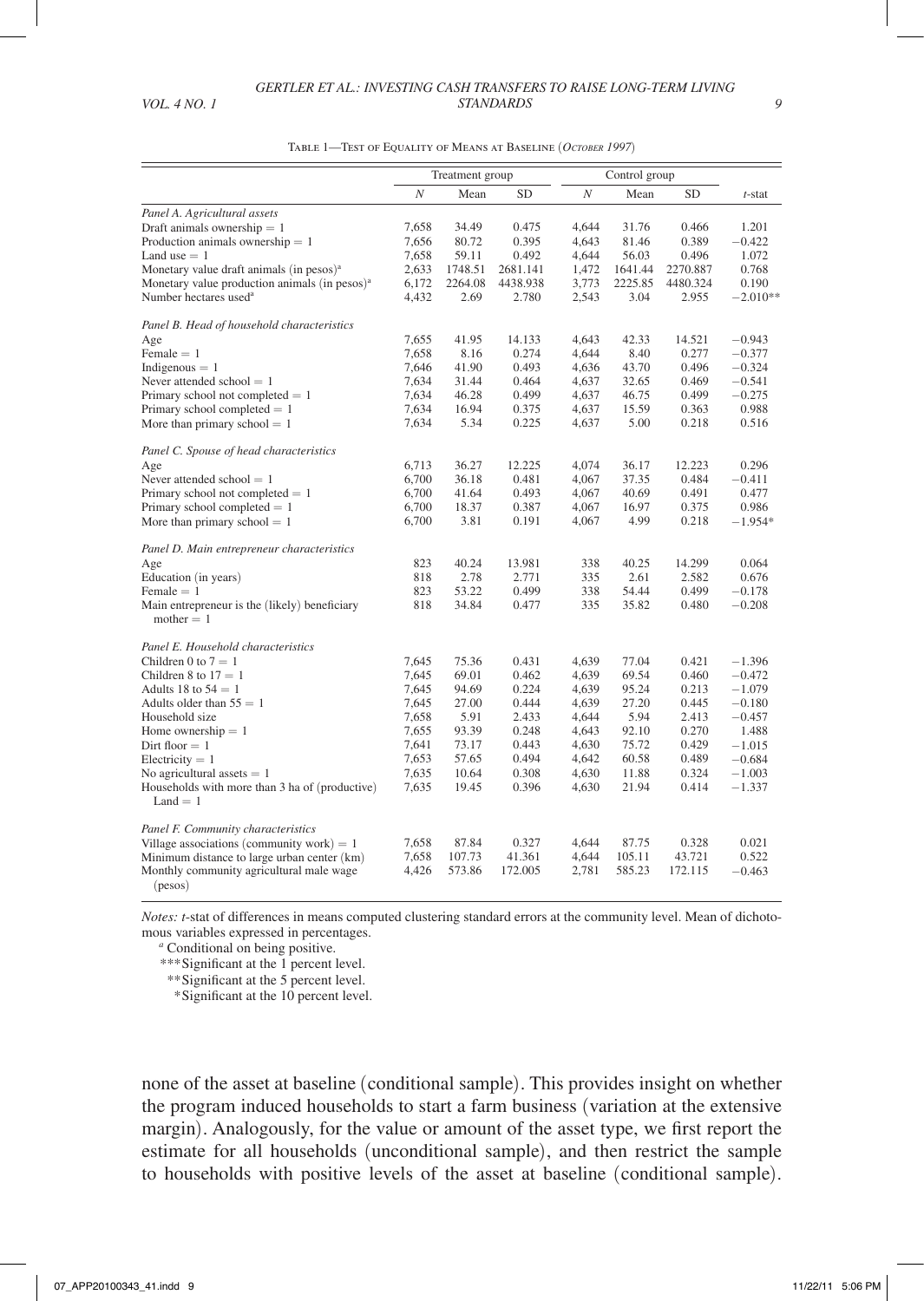Table 1—Test of Equality of Means at Baseline (*October 1997*)

| | Treatment group | | | Control group | | | |
|---|---|---|---|---|---|---|---|
| | $N$ | Mean | SD | $N$ | Mean | SD | $t$-stat |
| *Panel A. Agricultural assets* | | | | | | | |
| Draft animals ownership = 1 | 7,658 | 34.49 | 0.475 | 4,644 | 31.76 | 0.466 | 1.201 |
| Production animals ownership = 1 | 7,656 | 80.72 | 0.395 | 4,643 | 81.46 | 0.389 | −0.422 |
| Land use = 1 | 7,658 | 59.11 | 0.492 | 4,644 | 56.03 | 0.496 | 1.072 |
| Monetary value draft animals (in pesos)[a] | 2,633 | 1748.51 | 2681.141 | 1,472 | 1641.44 | 2270.887 | 0.768 |
| Monetary value production animals (in pesos)[a] | 6,172 | 2264.08 | 4438.938 | 3,773 | 2225.85 | 4480.324 | 0.190 |
| Number hectares used[a] | 4,432 | 2.69 | 2.780 | 2,543 | 3.04 | 2.955 | −2.010** |
| *Panel B. Head of household characteristics* | | | | | | | |
| Age | 7,655 | 41.95 | 14.133 | 4,643 | 42.33 | 14.521 | −0.943 |
| Female = 1 | 7,658 | 8.16 | 0.274 | 4,644 | 8.40 | 0.277 | −0.377 |
| Indigenous = 1 | 7,646 | 41.90 | 0.493 | 4,636 | 43.70 | 0.496 | −0.324 |
| Never attended school = 1 | 7,634 | 31.44 | 0.464 | 4,637 | 32.65 | 0.469 | −0.541 |
| Primary school not completed = 1 | 7,634 | 46.28 | 0.499 | 4,637 | 46.75 | 0.499 | −0.275 |
| Primary school completed = 1 | 7,634 | 16.94 | 0.375 | 4,637 | 15.59 | 0.363 | 0.988 |
| More than primary school = 1 | 7,634 | 5.34 | 0.225 | 4,637 | 5.00 | 0.218 | 0.516 |
| *Panel C. Spouse of head characteristics* | | | | | | | |
| Age | 6,713 | 36.27 | 12.225 | 4,074 | 36.17 | 12.223 | 0.296 |
| Never attended school = 1 | 6,700 | 36.18 | 0.481 | 4,067 | 37.35 | 0.484 | −0.411 |
| Primary school not completed = 1 | 6,700 | 41.64 | 0.493 | 4,067 | 40.69 | 0.491 | 0.477 |
| Primary school completed = 1 | 6,700 | 18.37 | 0.387 | 4,067 | 16.97 | 0.375 | 0.986 |
| More than primary school = 1 | 6,700 | 3.81 | 0.191 | 4,067 | 4.99 | 0.218 | −1.954* |
| *Panel D. Main entrepreneur characteristics* | | | | | | | |
| Age | 823 | 40.24 | 13.981 | 338 | 40.25 | 14.299 | 0.064 |
| Education (in years) | 818 | 2.78 | 2.771 | 335 | 2.61 | 2.582 | 0.676 |
| Female = 1 | 823 | 53.22 | 0.499 | 338 | 54.44 | 0.499 | −0.178 |
| Main entrepreneur is the (likely) beneficiary mother = 1 | 818 | 34.84 | 0.477 | 335 | 35.82 | 0.480 | −0.208 |
| *Panel E. Household characteristics* | | | | | | | |
| Children 0 to 7 = 1 | 7,645 | 75.36 | 0.431 | 4,639 | 77.04 | 0.421 | −1.396 |
| Children 8 to 17 = 1 | 7,645 | 69.01 | 0.462 | 4,639 | 69.54 | 0.460 | −0.472 |
| Adults 18 to 54 = 1 | 7,645 | 94.69 | 0.224 | 4,639 | 95.24 | 0.213 | −1.079 |
| Adults older than 55 = 1 | 7,645 | 27.00 | 0.444 | 4,639 | 27.20 | 0.445 | −0.180 |
| Household size | 7,658 | 5.91 | 2.433 | 4,644 | 5.94 | 2.413 | −0.457 |
| Home ownership = 1 | 7,655 | 93.39 | 0.248 | 4,643 | 92.10 | 0.270 | 1.488 |
| Dirt floor = 1 | 7,641 | 73.17 | 0.443 | 4,630 | 75.72 | 0.429 | −1.015 |
| Electricity = 1 | 7,653 | 57.65 | 0.494 | 4,642 | 60.58 | 0.489 | −0.684 |
| No agricultural assets = 1 | 7,635 | 10.64 | 0.308 | 4,630 | 11.88 | 0.324 | −1.003 |
| Households with more than 3 ha of (productive) Land = 1 | 7,635 | 19.45 | 0.396 | 4,630 | 21.94 | 0.414 | −1.337 |
| *Panel F. Community characteristics* | | | | | | | |
| Village associations (community work) = 1 | 7,658 | 87.84 | 0.327 | 4,644 | 87.75 | 0.328 | 0.021 |
| Minimum distance to large urban center (km) | 7,658 | 107.73 | 41.361 | 4,644 | 105.11 | 43.721 | 0.522 |
| Monthly community agricultural male wage (pesos) | 4,426 | 573.86 | 172.005 | 2,781 | 585.23 | 172.115 | −0.463 |

*Notes:* $t$-stat of differences in means computed clustering standard errors at the community level. Mean of dichotomous variables expressed in percentages.

[a] Conditional on being positive.

***Significant at the 1 percent level.

**Significant at the 5 percent level.

*Significant at the 10 percent level.

none of the asset at baseline (conditional sample). This provides insight on whether the program induced households to start a farm business (variation at the extensive margin). Analogously, for the value or amount of the asset type, we first report the estimate for all households (unconditional sample), and then restrict the sample to households with positive levels of the asset at baseline (conditional sample).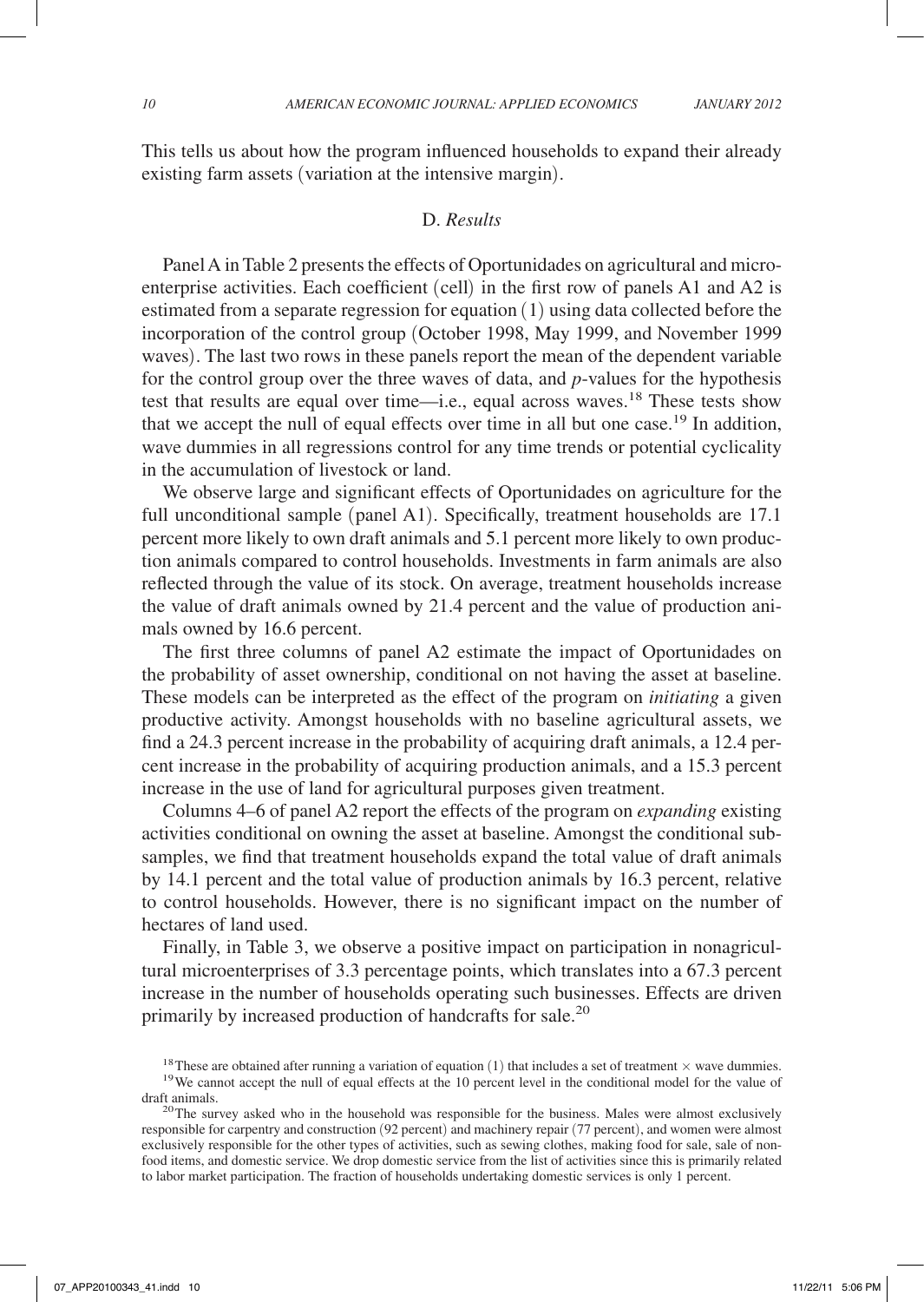This tells us about how the program influenced households to expand their already existing farm assets (variation at the intensive margin).

### D. *Results*

Panel A in Table 2 presents the effects of Oportunidades on agricultural and microenterprise activities. Each coefficient (cell) in the first row of panels A1 and A2 is estimated from a separate regression for equation (1) using data collected before the incorporation of the control group (October 1998, May 1999, and November 1999 waves). The last two rows in these panels report the mean of the dependent variable for the control group over the three waves of data, and *p*-values for the hypothesis test that results are equal over time—i.e., equal across waves.[18] These tests show that we accept the null of equal effects over time in all but one case.[19] In addition, wave dummies in all regressions control for any time trends or potential cyclicality in the accumulation of livestock or land.

We observe large and significant effects of Oportunidades on agriculture for the full unconditional sample (panel A1). Specifically, treatment households are 17.1 percent more likely to own draft animals and 5.1 percent more likely to own production animals compared to control households. Investments in farm animals are also reflected through the value of its stock. On average, treatment households increase the value of draft animals owned by 21.4 percent and the value of production animals owned by 16.6 percent.

The first three columns of panel A2 estimate the impact of Oportunidades on the probability of asset ownership, conditional on not having the asset at baseline. These models can be interpreted as the effect of the program on *initiating* a given productive activity. Amongst households with no baseline agricultural assets, we find a 24.3 percent increase in the probability of acquiring draft animals, a 12.4 percent increase in the probability of acquiring production animals, and a 15.3 percent increase in the use of land for agricultural purposes given treatment.

Columns 4–6 of panel A2 report the effects of the program on *expanding* existing activities conditional on owning the asset at baseline. Amongst the conditional subsamples, we find that treatment households expand the total value of draft animals by 14.1 percent and the total value of production animals by 16.3 percent, relative to control households. However, there is no significant impact on the number of hectares of land used.

Finally, in Table 3, we observe a positive impact on participation in nonagricultural microenterprises of 3.3 percentage points, which translates into a 67.3 percent increase in the number of households operating such businesses. Effects are driven primarily by increased production of handcrafts for sale.[20]

[18] These are obtained after running a variation of equation (1) that includes a set of treatment $\times$ wave dummies.

[19] We cannot accept the null of equal effects at the 10 percent level in the conditional model for the value of draft animals.

[20] The survey asked who in the household was responsible for the business. Males were almost exclusively responsible for carpentry and construction (92 percent) and machinery repair (77 percent), and women were almost exclusively responsible for the other types of activities, such as sewing clothes, making food for sale, sale of nonfood items, and domestic service. We drop domestic service from the list of activities since this is primarily related to labor market participation. The fraction of households undertaking domestic services is only 1 percent.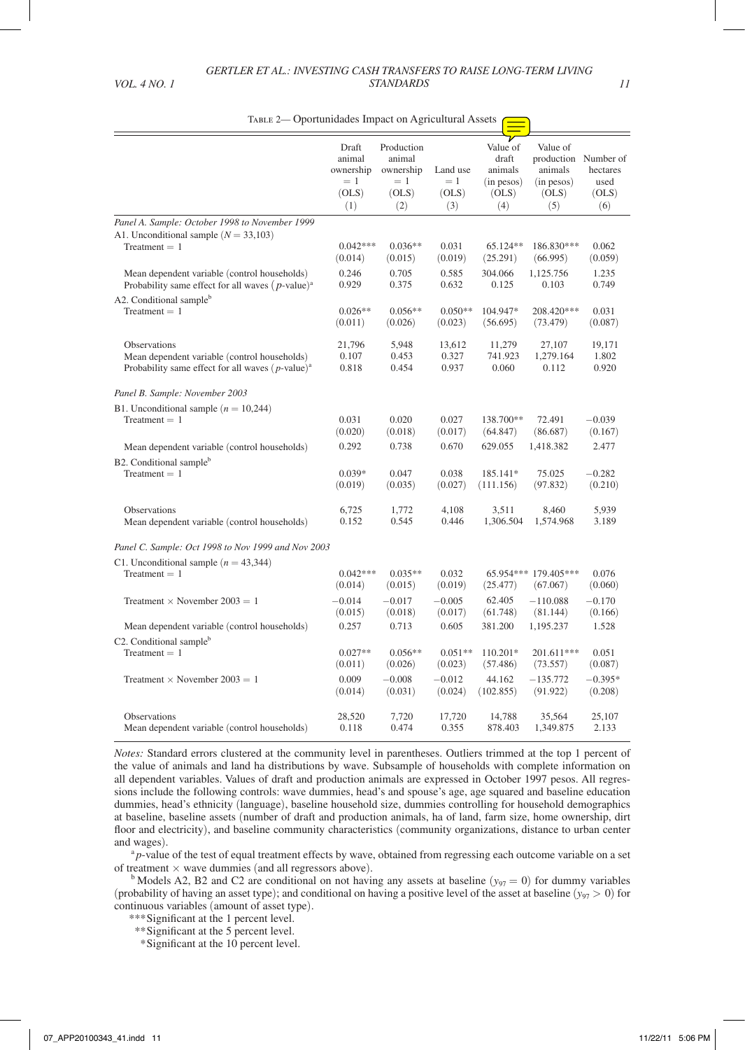Table 2— Oportunidades Impact on Agricultural Assets

| | Draft animal ownership = 1 (OLS) (1) | Production animal ownership = 1 (OLS) (2) | Land use = 1 (OLS) (3) | Value of draft animals (in pesos) (OLS) (4) | Value of production animals (in pesos) (OLS) (5) | Number of hectares used (OLS) (6) |
|---|---|---|---|---|---|---|
| *Panel A. Sample: October 1998 to November 1999* | | | | | | |
| A1. Unconditional sample ($N = 33{,}103$) | | | | | | |
| Treatment = 1 | 0.042*** | 0.036** | 0.031 | 65.124** | 186.830*** | 0.062 |
| | (0.014) | (0.015) | (0.019) | (25.291) | (66.995) | (0.059) |
| Mean dependent variable (control households) | 0.246 | 0.705 | 0.585 | 304.066 | 1,125.756 | 1.235 |
| Probability same effect for all waves ($p$-value)[a] | 0.929 | 0.375 | 0.632 | 0.125 | 0.103 | 0.749 |
| A2. Conditional sample[b] | | | | | | |
| Treatment = 1 | 0.026** | 0.056** | 0.050** | 104.947* | 208.420*** | 0.031 |
| | (0.011) | (0.026) | (0.023) | (56.695) | (73.479) | (0.087) |
| Observations | 21,796 | 5,948 | 13,612 | 11,279 | 27,107 | 19,171 |
| Mean dependent variable (control households) | 0.107 | 0.453 | 0.327 | 741.923 | 1,279.164 | 1.802 |
| Probability same effect for all waves ($p$-value)[a] | 0.818 | 0.454 | 0.937 | 0.060 | 0.112 | 0.920 |
| *Panel B. Sample: November 2003* | | | | | | |
| B1. Unconditional sample ($n = 10{,}244$) | | | | | | |
| Treatment = 1 | 0.031 | 0.020 | 0.027 | 138.700** | 72.491 | −0.039 |
| | (0.020) | (0.018) | (0.017) | (64.847) | (86.687) | (0.167) |
| Mean dependent variable (control households) | 0.292 | 0.738 | 0.670 | 629.055 | 1,418.382 | 2.477 |
| B2. Conditional sample[b] | | | | | | |
| Treatment = 1 | 0.039* | 0.047 | 0.038 | 185.141* | 75.025 | −0.282 |
| | (0.019) | (0.035) | (0.027) | (111.156) | (97.832) | (0.210) |
| Observations | 6,725 | 1,772 | 4,108 | 3,511 | 8,460 | 5,939 |
| Mean dependent variable (control households) | 0.152 | 0.545 | 0.446 | 1,306.504 | 1,574.968 | 3.189 |
| *Panel C. Sample: Oct 1998 to Nov 1999 and Nov 2003* | | | | | | |
| C1. Unconditional sample ($n = 43{,}344$) | | | | | | |
| Treatment = 1 | 0.042*** | 0.035** | 0.032 | 65.954*** | 179.405*** | 0.076 |
| | (0.014) | (0.015) | (0.019) | (25.477) | (67.067) | (0.060) |
| Treatment × November 2003 = 1 | −0.014 | −0.017 | −0.005 | 62.405 | −110.088 | −0.170 |
| | (0.015) | (0.018) | (0.017) | (61.748) | (81.144) | (0.166) |
| Mean dependent variable (control households) | 0.257 | 0.713 | 0.605 | 381.200 | 1,195.237 | 1.528 |
| C2. Conditional sample[b] | | | | | | |
| Treatment = 1 | 0.027** | 0.056** | 0.051** | 110.201* | 201.611*** | 0.051 |
| | (0.011) | (0.026) | (0.023) | (57.486) | (73.557) | (0.087) |
| Treatment × November 2003 = 1 | 0.009 | −0.008 | −0.012 | 44.162 | −135.772 | −0.395* |
| | (0.014) | (0.031) | (0.024) | (102.855) | (91.922) | (0.208) |
| Observations | 28,520 | 7,720 | 17,720 | 14,788 | 35,564 | 25,107 |
| Mean dependent variable (control households) | 0.118 | 0.474 | 0.355 | 878.403 | 1,349.875 | 2.133 |

*Notes:* Standard errors clustered at the community level in parentheses. Outliers trimmed at the top 1 percent of the value of animals and land ha distributions by wave. Subsample of households with complete information on all dependent variables. Values of draft and production animals are expressed in October 1997 pesos. All regressions include the following controls: wave dummies, head's and spouse's age, age squared and baseline education dummies, head's ethnicity (language), baseline household size, dummies controlling for household demographics at baseline, baseline assets (number of draft and production animals, ha of land, farm size, home ownership, dirt floor and electricity), and baseline community characteristics (community organizations, distance to urban center and wages).

[a] $p$-value of the test of equal treatment effects by wave, obtained from regressing each outcome variable on a set of treatment × wave dummies (and all regressors above).

[b] Models A2, B2 and C2 are conditional on not having any assets at baseline ($y_{97} = 0$) for dummy variables (probability of having an asset type); and conditional on having a positive level of the asset at baseline ($y_{97} > 0$) for continuous variables (amount of asset type).

***Significant at the 1 percent level.

**Significant at the 5 percent level.

*Significant at the 10 percent level.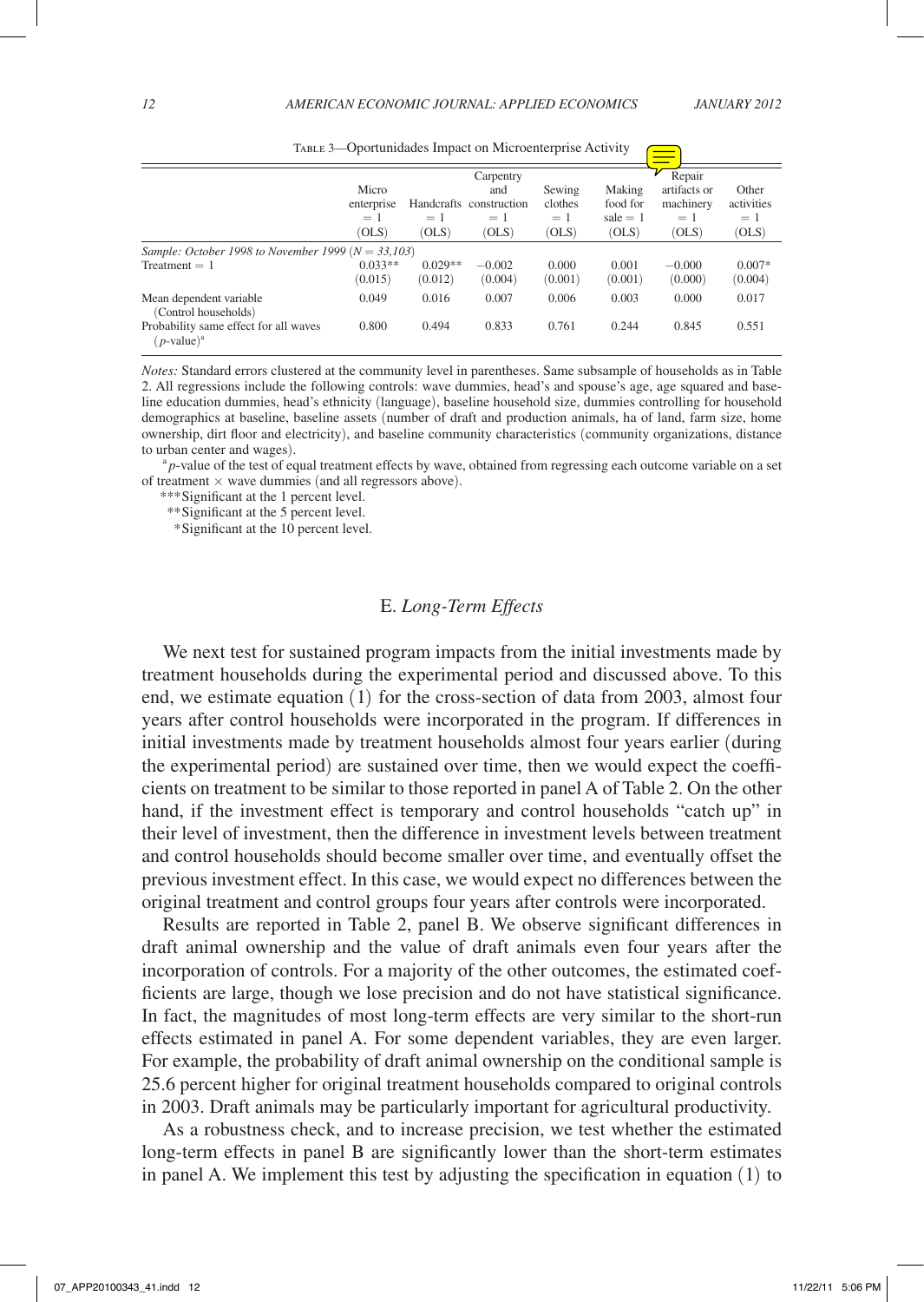Table 3—Oportunidades Impact on Microenterprise Activity

| | Micro enterprise = 1 (OLS) | Handcrafts = 1 (OLS) | Carpentry and construction = 1 (OLS) | Sewing clothes = 1 (OLS) | Making food for sale = 1 (OLS) | Repair artifacts or machinery = 1 (OLS) | Other activities = 1 (OLS) |
|---|---|---|---|---|---|---|---|
| *Sample: October 1998 to November 1999 ($N = 33{,}103$)* | | | | | | | |
| Treatment = 1 | 0.033** | 0.029** | −0.002 | 0.000 | 0.001 | −0.000 | 0.007* |
| | (0.015) | (0.012) | (0.004) | (0.001) | (0.001) | (0.000) | (0.004) |
| Mean dependent variable (Control households) | 0.049 | 0.016 | 0.007 | 0.006 | 0.003 | 0.000 | 0.017 |
| Probability same effect for all waves ($p$-value)[a] | 0.800 | 0.494 | 0.833 | 0.761 | 0.244 | 0.845 | 0.551 |

*Notes:* Standard errors clustered at the community level in parentheses. Same subsample of households as in Table 2. All regressions include the following controls: wave dummies, head's and spouse's age, age squared and baseline education dummies, head's ethnicity (language), baseline household size, dummies controlling for household demographics at baseline, baseline assets (number of draft and production animals, ha of land, farm size, home ownership, dirt floor and electricity), and baseline community characteristics (community organizations, distance to urban center and wages).

[a] $p$-value of the test of equal treatment effects by wave, obtained from regressing each outcome variable on a set of treatment × wave dummies (and all regressors above).

***Significant at the 1 percent level.
**Significant at the 5 percent level.
*Significant at the 10 percent level.

## E. *Long-Term Effects*

We next test for sustained program impacts from the initial investments made by treatment households during the experimental period and discussed above. To this end, we estimate equation (1) for the cross-section of data from 2003, almost four years after control households were incorporated in the program. If differences in initial investments made by treatment households almost four years earlier (during the experimental period) are sustained over time, then we would expect the coefficients on treatment to be similar to those reported in panel A of Table 2. On the other hand, if the investment effect is temporary and control households "catch up" in their level of investment, then the difference in investment levels between treatment and control households should become smaller over time, and eventually offset the previous investment effect. In this case, we would expect no differences between the original treatment and control groups four years after controls were incorporated.

Results are reported in Table 2, panel B. We observe significant differences in draft animal ownership and the value of draft animals even four years after the incorporation of controls. For a majority of the other outcomes, the estimated coefficients are large, though we lose precision and do not have statistical significance. In fact, the magnitudes of most long-term effects are very similar to the short-run effects estimated in panel A. For some dependent variables, they are even larger. For example, the probability of draft animal ownership on the conditional sample is 25.6 percent higher for original treatment households compared to original controls in 2003. Draft animals may be particularly important for agricultural productivity.

As a robustness check, and to increase precision, we test whether the estimated long-term effects in panel B are significantly lower than the short-term estimates in panel A. We implement this test by adjusting the specification in equation (1) to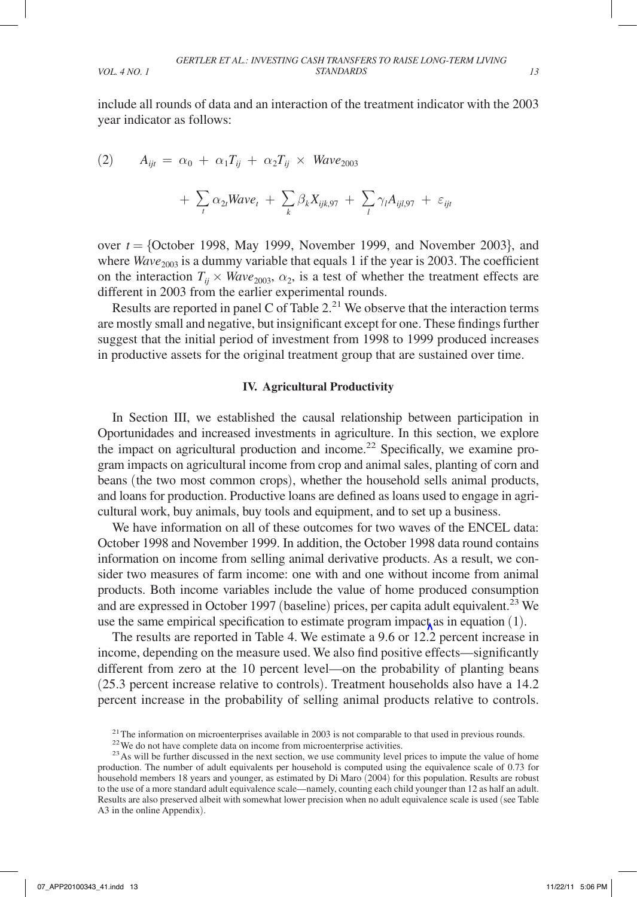include all rounds of data and an interaction of the treatment indicator with the 2003 year indicator as follows:

$$(2) \qquad A_{ijt} = \alpha_0 + \alpha_1 T_{ij} + \alpha_2 T_{ij} \times Wave_{2003} + \sum_t \alpha_{2t} Wave_t + \sum_k \beta_k X_{ijk,97} + \sum_l \gamma_l A_{ijl,97} + \varepsilon_{ijt}$$

over $t = \{$October 1998, May 1999, November 1999, and November 2003$\}$, and where $Wave_{2003}$ is a dummy variable that equals 1 if the year is 2003. The coefficient on the interaction $T_{ij} \times Wave_{2003}$, $\alpha_2$, is a test of whether the treatment effects are different in 2003 from the earlier experimental rounds.

Results are reported in panel C of Table 2.[21] We observe that the interaction terms are mostly small and negative, but insignificant except for one. These findings further suggest that the initial period of investment from 1998 to 1999 produced increases in productive assets for the original treatment group that are sustained over time.

## IV. Agricultural Productivity

In Section III, we established the causal relationship between participation in Oportunidades and increased investments in agriculture. In this section, we explore the impact on agricultural production and income.[22] Specifically, we examine program impacts on agricultural income from crop and animal sales, planting of corn and beans (the two most common crops), whether the household sells animal products, and loans for production. Productive loans are defined as loans used to engage in agricultural work, buy animals, buy tools and equipment, and to set up a business.

We have information on all of these outcomes for two waves of the ENCEL data: October 1998 and November 1999. In addition, the October 1998 data round contains information on income from selling animal derivative products. As a result, we consider two measures of farm income: one with and one without income from animal products. Both income variables include the value of home produced consumption and are expressed in October 1997 (baseline) prices, per capita adult equivalent.[23] We use the same empirical specification to estimate program impact as in equation (1).

The results are reported in Table 4. We estimate a 9.6 or 12.2 percent increase in income, depending on the measure used. We also find positive effects—significantly different from zero at the 10 percent level—on the probability of planting beans (25.3 percent increase relative to controls). Treatment households also have a 14.2 percent increase in the probability of selling animal products relative to controls.

[21] The information on microenterprises available in 2003 is not comparable to that used in previous rounds.

[22] We do not have complete data on income from microenterprise activities.

[23] As will be further discussed in the next section, we use community level prices to impute the value of home production. The number of adult equivalents per household is computed using the equivalence scale of 0.73 for household members 18 years and younger, as estimated by Di Maro (2004) for this population. Results are robust to the use of a more standard adult equivalence scale—namely, counting each child younger than 12 as half an adult. Results are also preserved albeit with somewhat lower precision when no adult equivalence scale is used (see Table A3 in the online Appendix).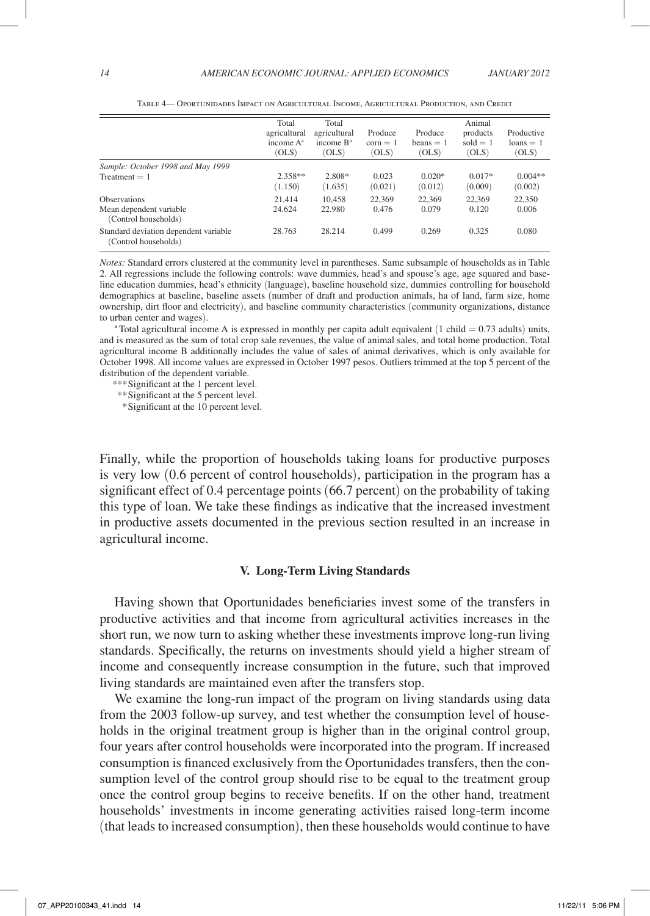Table 4— Oportunidades Impact on Agricultural Income, Agricultural Production, and Credit

| | Total agricultural income A[a] (OLS) | Total agricultural income B[a] (OLS) | Produce corn = 1 (OLS) | Produce beans = 1 (OLS) | Animal products sold = 1 (OLS) | Productive loans = 1 (OLS) |
|---|---|---|---|---|---|---|
| *Sample: October 1998 and May 1999* | | | | | | |
| Treatment = 1 | 2.358** | 2.808* | 0.023 | 0.020* | 0.017* | 0.004** |
| | (1.150) | (1.635) | (0.021) | (0.012) | (0.009) | (0.002) |
| Observations | 21,414 | 10,458 | 22,369 | 22,369 | 22,369 | 22,350 |
| Mean dependent variable (Control households) | 24.624 | 22.980 | 0.476 | 0.079 | 0.120 | 0.006 |
| Standard deviation dependent variable (Control households) | 28.763 | 28.214 | 0.499 | 0.269 | 0.325 | 0.080 |

*Notes:* Standard errors clustered at the community level in parentheses. Same subsample of households as in Table 2. All regressions include the following controls: wave dummies, head's and spouse's age, age squared and baseline education dummies, head's ethnicity (language), baseline household size, dummies controlling for household demographics at baseline, baseline assets (number of draft and production animals, ha of land, farm size, home ownership, dirt floor and electricity), and baseline community characteristics (community organizations, distance to urban center and wages).

[a] Total agricultural income A is expressed in monthly per capita adult equivalent (1 child = 0.73 adults) units, and is measured as the sum of total crop sale revenues, the value of animal sales, and total home production. Total agricultural income B additionally includes the value of sales of animal derivatives, which is only available for October 1998. All income values are expressed in October 1997 pesos. Outliers trimmed at the top 5 percent of the distribution of the dependent variable.

***Significant at the 1 percent level.

**Significant at the 5 percent level.

*Significant at the 10 percent level.

Finally, while the proportion of households taking loans for productive purposes is very low (0.6 percent of control households), participation in the program has a significant effect of 0.4 percentage points (66.7 percent) on the probability of taking this type of loan. We take these findings as indicative that the increased investment in productive assets documented in the previous section resulted in an increase in agricultural income.

## V. Long-Term Living Standards

Having shown that Oportunidades beneficiaries invest some of the transfers in productive activities and that income from agricultural activities increases in the short run, we now turn to asking whether these investments improve long-run living standards. Specifically, the returns on investments should yield a higher stream of income and consequently increase consumption in the future, such that improved living standards are maintained even after the transfers stop.

We examine the long-run impact of the program on living standards using data from the 2003 follow-up survey, and test whether the consumption level of households in the original treatment group is higher than in the original control group, four years after control households were incorporated into the program. If increased consumption is financed exclusively from the Oportunidades transfers, then the consumption level of the control group should rise to be equal to the treatment group once the control group begins to receive benefits. If on the other hand, treatment households' investments in income generating activities raised long-term income (that leads to increased consumption), then these households would continue to have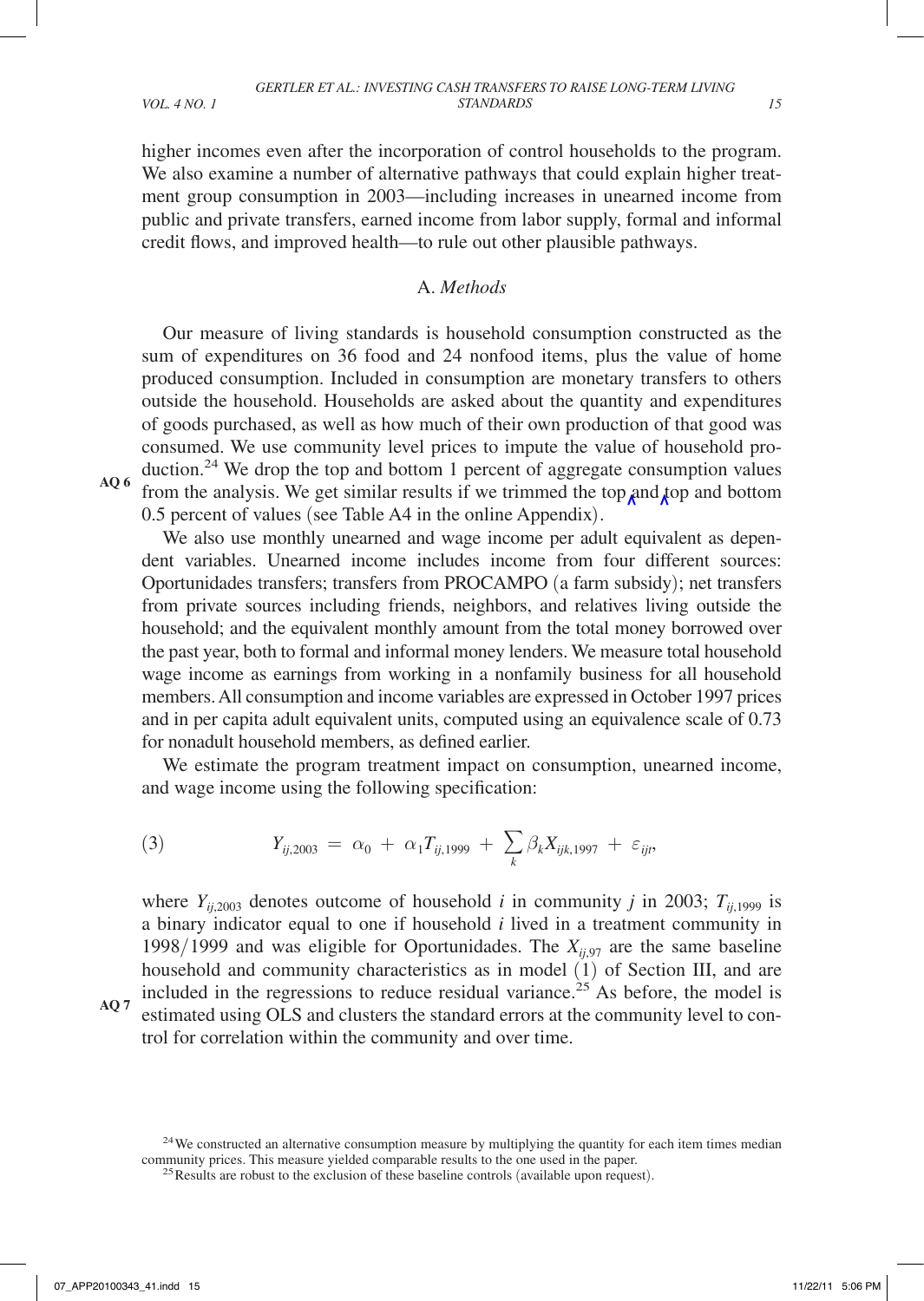higher incomes even after the incorporation of control households to the program. We also examine a number of alternative pathways that could explain higher treatment group consumption in 2003—including increases in unearned income from public and private transfers, earned income from labor supply, formal and informal credit flows, and improved health—to rule out other plausible pathways.

### A. *Methods*

Our measure of living standards is household consumption constructed as the sum of expenditures on 36 food and 24 nonfood items, plus the value of home produced consumption. Included in consumption are monetary transfers to others outside the household. Households are asked about the quantity and expenditures of goods purchased, as well as how much of their own production of that good was consumed. We use community level prices to impute the value of household production.[24] We drop the top and bottom 1 percent of aggregate consumption values from the analysis. We get similar results if we trimmed the top and top and bottom 0.5 percent of values (see Table A4 in the online Appendix).

We also use monthly unearned and wage income per adult equivalent as dependent variables. Unearned income includes income from four different sources: Oportunidades transfers; transfers from PROCAMPO (a farm subsidy); net transfers from private sources including friends, neighbors, and relatives living outside the household; and the equivalent monthly amount from the total money borrowed over the past year, both to formal and informal money lenders. We measure total household wage income as earnings from working in a nonfamily business for all household members. All consumption and income variables are expressed in October 1997 prices and in per capita adult equivalent units, computed using an equivalence scale of 0.73 for nonadult household members, as defined earlier.

We estimate the program treatment impact on consumption, unearned income, and wage income using the following specification:

$$Y_{ij,2003} = \alpha_0 + \alpha_1 T_{ij,1999} + \sum_k \beta_k X_{ijk,1997} + \varepsilon_{ijt}, \tag{3}$$

where $Y_{ij,2003}$ denotes outcome of household $i$ in community $j$ in 2003; $T_{ij,1999}$ is a binary indicator equal to one if household $i$ lived in a treatment community in 1998/1999 and was eligible for Oportunidades. The $X_{ij,97}$ are the same baseline household and community characteristics as in model (1) of Section III, and are included in the regressions to reduce residual variance.[25] As before, the model is estimated using OLS and clusters the standard errors at the community level to control for correlation within the community and over time.

[24] We constructed an alternative consumption measure by multiplying the quantity for each item times median community prices. This measure yielded comparable results to the one used in the paper.

[25] Results are robust to the exclusion of these baseline controls (available upon request).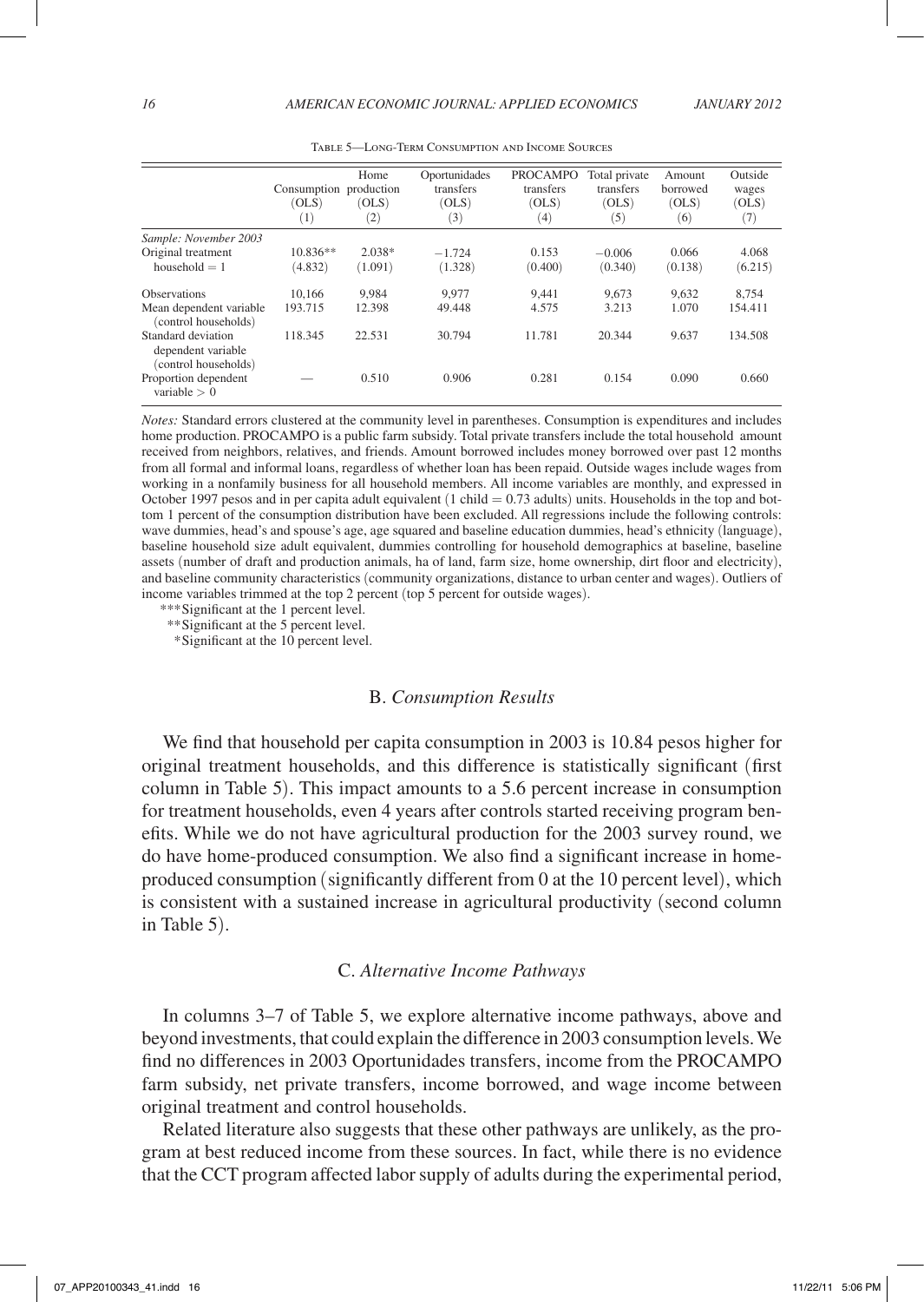Table 5—Long-Term Consumption and Income Sources

| | Consumption (OLS) (1) | Home production (OLS) (2) | Oportunidades transfers (OLS) (3) | PROCAMPO transfers (OLS) (4) | Total private transfers (OLS) (5) | Amount borrowed (OLS) (6) | Outside wages (OLS) (7) |
|---|---|---|---|---|---|---|---|
| *Sample: November 2003* | | | | | | | |
| Original treatment household = 1 | 10.836** | 2.038* | −1.724 | 0.153 | −0.006 | 0.066 | 4.068 |
| | (4.832) | (1.091) | (1.328) | (0.400) | (0.340) | (0.138) | (6.215) |
| Observations | 10,166 | 9,984 | 9,977 | 9,441 | 9,673 | 9,632 | 8,754 |
| Mean dependent variable (control households) | 193.715 | 12.398 | 49.448 | 4.575 | 3.213 | 1.070 | 154.411 |
| Standard deviation dependent variable (control households) | 118.345 | 22.531 | 30.794 | 11.781 | 20.344 | 9.637 | 134.508 |
| Proportion dependent variable > 0 | — | 0.510 | 0.906 | 0.281 | 0.154 | 0.090 | 0.660 |

*Notes:* Standard errors clustered at the community level in parentheses. Consumption is expenditures and includes home production. PROCAMPO is a public farm subsidy. Total private transfers include the total household amount received from neighbors, relatives, and friends. Amount borrowed includes money borrowed over past 12 months from all formal and informal loans, regardless of whether loan has been repaid. Outside wages include wages from working in a nonfamily business for all household members. All income variables are monthly, and expressed in October 1997 pesos and in per capita adult equivalent (1 child = 0.73 adults) units. Households in the top and bottom 1 percent of the consumption distribution have been excluded. All regressions include the following controls: wave dummies, head's and spouse's age, age squared and baseline education dummies, head's ethnicity (language), baseline household size adult equivalent, dummies controlling for household demographics at baseline, baseline assets (number of draft and production animals, ha of land, farm size, home ownership, dirt floor and electricity), and baseline community characteristics (community organizations, distance to urban center and wages). Outliers of income variables trimmed at the top 2 percent (top 5 percent for outside wages).

***Significant at the 1 percent level.
**Significant at the 5 percent level.
*Significant at the 10 percent level.

## B. *Consumption Results*

We find that household per capita consumption in 2003 is 10.84 pesos higher for original treatment households, and this difference is statistically significant (first column in Table 5). This impact amounts to a 5.6 percent increase in consumption for treatment households, even 4 years after controls started receiving program benefits. While we do not have agricultural production for the 2003 survey round, we do have home-produced consumption. We also find a significant increase in home-produced consumption (significantly different from 0 at the 10 percent level), which is consistent with a sustained increase in agricultural productivity (second column in Table 5).

## C. *Alternative Income Pathways*

In columns 3–7 of Table 5, we explore alternative income pathways, above and beyond investments, that could explain the difference in 2003 consumption levels. We find no differences in 2003 Oportunidades transfers, income from the PROCAMPO farm subsidy, net private transfers, income borrowed, and wage income between original treatment and control households.

Related literature also suggests that these other pathways are unlikely, as the program at best reduced income from these sources. In fact, while there is no evidence that the CCT program affected labor supply of adults during the experimental period,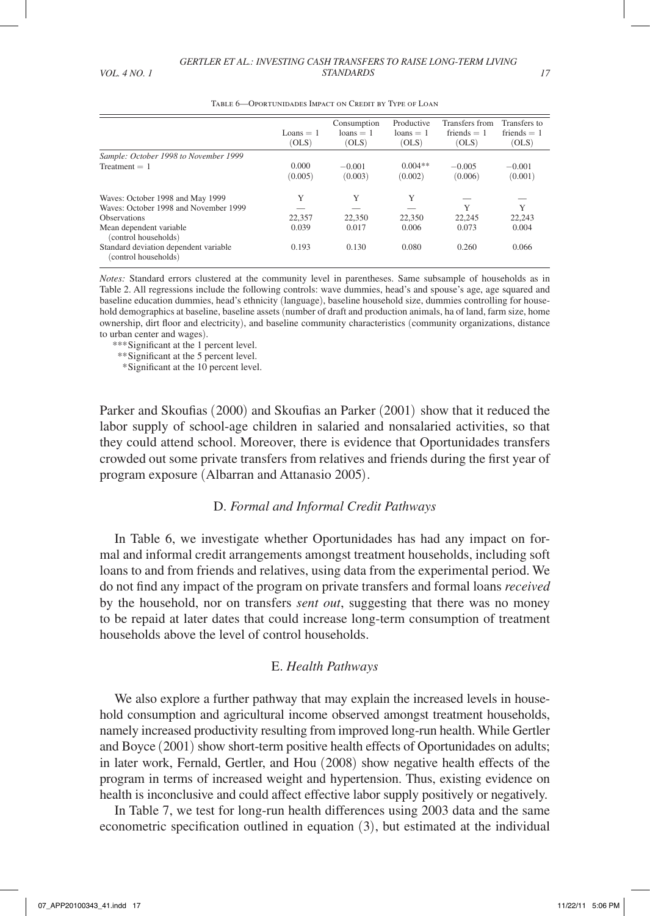Table 6—Oportunidades Impact on Credit by Type of Loan

| | Loans = 1 (OLS) | Consumption loans = 1 (OLS) | Productive loans = 1 (OLS) | Transfers from friends = 1 (OLS) | Transfers to friends = 1 (OLS) |
|---|---|---|---|---|---|
| *Sample: October 1998 to November 1999* | | | | | |
| Treatment = 1 | 0.000 | −0.001 | 0.004** | −0.005 | −0.001 |
| | (0.005) | (0.003) | (0.002) | (0.006) | (0.001) |
| Waves: October 1998 and May 1999 | Y | Y | Y | — | — |
| Waves: October 1998 and November 1999 | — | — | — | Y | Y |
| Observations | 22,357 | 22,350 | 22,350 | 22,245 | 22,243 |
| Mean dependent variable (control households) | 0.039 | 0.017 | 0.006 | 0.073 | 0.004 |
| Standard deviation dependent variable (control households) | 0.193 | 0.130 | 0.080 | 0.260 | 0.066 |

*Notes:* Standard errors clustered at the community level in parentheses. Same subsample of households as in Table 2. All regressions include the following controls: wave dummies, head's and spouse's age, age squared and baseline education dummies, head's ethnicity (language), baseline household size, dummies controlling for household demographics at baseline, baseline assets (number of draft and production animals, ha of land, farm size, home ownership, dirt floor and electricity), and baseline community characteristics (community organizations, distance to urban center and wages).

***Significant at the 1 percent level.

**Significant at the 5 percent level.

*Significant at the 10 percent level.

Parker and Skoufias (2000) and Skoufias an Parker (2001) show that it reduced the labor supply of school-age children in salaried and nonsalaried activities, so that they could attend school. Moreover, there is evidence that Oportunidades transfers crowded out some private transfers from relatives and friends during the first year of program exposure (Albarran and Attanasio 2005).

### D. *Formal and Informal Credit Pathways*

In Table 6, we investigate whether Oportunidades has had any impact on formal and informal credit arrangements amongst treatment households, including soft loans to and from friends and relatives, using data from the experimental period. We do not find any impact of the program on private transfers and formal loans *received* by the household, nor on transfers *sent out*, suggesting that there was no money to be repaid at later dates that could increase long-term consumption of treatment households above the level of control households.

### E. *Health Pathways*

We also explore a further pathway that may explain the increased levels in household consumption and agricultural income observed amongst treatment households, namely increased productivity resulting from improved long-run health. While Gertler and Boyce (2001) show short-term positive health effects of Oportunidades on adults; in later work, Fernald, Gertler, and Hou (2008) show negative health effects of the program in terms of increased weight and hypertension. Thus, existing evidence on health is inconclusive and could affect effective labor supply positively or negatively.

In Table 7, we test for long-run health differences using 2003 data and the same econometric specification outlined in equation (3), but estimated at the individual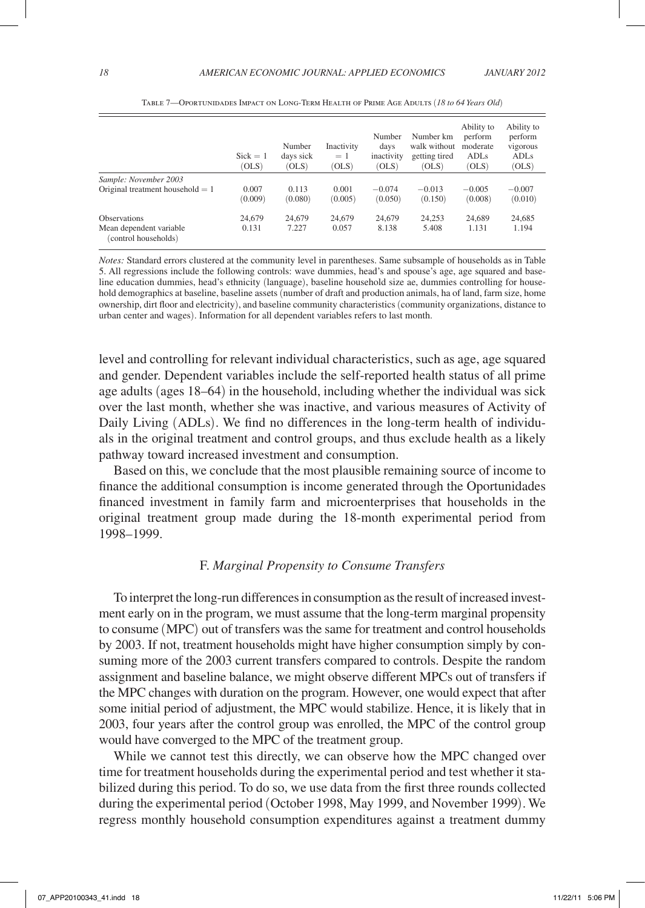Table 7—Oportunidades Impact on Long-Term Health of Prime Age Adults (*18 to 64 Years Old*)

| | Sick = 1 (OLS) | Number days sick (OLS) | Inactivity = 1 (OLS) | Number days inactivity (OLS) | Number km walk without getting tired (OLS) | Ability to perform moderate ADLs (OLS) | Ability to perform vigorous ADLs (OLS) |
|---|---|---|---|---|---|---|---|
| *Sample: November 2003* | | | | | | | |
| Original treatment household = 1 | 0.007 | 0.113 | 0.001 | −0.074 | −0.013 | −0.005 | −0.007 |
| | (0.009) | (0.080) | (0.005) | (0.050) | (0.150) | (0.008) | (0.010) |
| Observations | 24,679 | 24,679 | 24,679 | 24,679 | 24,253 | 24,689 | 24,685 |
| Mean dependent variable (control households) | 0.131 | 7.227 | 0.057 | 8.138 | 5.408 | 1.131 | 1.194 |

*Notes:* Standard errors clustered at the community level in parentheses. Same subsample of households as in Table 5. All regressions include the following controls: wave dummies, head's and spouse's age, age squared and baseline education dummies, head's ethnicity (language), baseline household size ae, dummies controlling for household demographics at baseline, baseline assets (number of draft and production animals, ha of land, farm size, home ownership, dirt floor and electricity), and baseline community characteristics (community organizations, distance to urban center and wages). Information for all dependent variables refers to last month.

level and controlling for relevant individual characteristics, such as age, age squared and gender. Dependent variables include the self-reported health status of all prime age adults (ages 18–64) in the household, including whether the individual was sick over the last month, whether she was inactive, and various measures of Activity of Daily Living (ADLs). We find no differences in the long-term health of individuals in the original treatment and control groups, and thus exclude health as a likely pathway toward increased investment and consumption.

Based on this, we conclude that the most plausible remaining source of income to finance the additional consumption is income generated through the Oportunidades financed investment in family farm and microenterprises that households in the original treatment group made during the 18-month experimental period from 1998–1999.

### F. *Marginal Propensity to Consume Transfers*

To interpret the long-run differences in consumption as the result of increased investment early on in the program, we must assume that the long-term marginal propensity to consume (MPC) out of transfers was the same for treatment and control households by 2003. If not, treatment households might have higher consumption simply by consuming more of the 2003 current transfers compared to controls. Despite the random assignment and baseline balance, we might observe different MPCs out of transfers if the MPC changes with duration on the program. However, one would expect that after some initial period of adjustment, the MPC would stabilize. Hence, it is likely that in 2003, four years after the control group was enrolled, the MPC of the control group would have converged to the MPC of the treatment group.

While we cannot test this directly, we can observe how the MPC changed over time for treatment households during the experimental period and test whether it stabilized during this period. To do so, we use data from the first three rounds collected during the experimental period (October 1998, May 1999, and November 1999). We regress monthly household consumption expenditures against a treatment dummy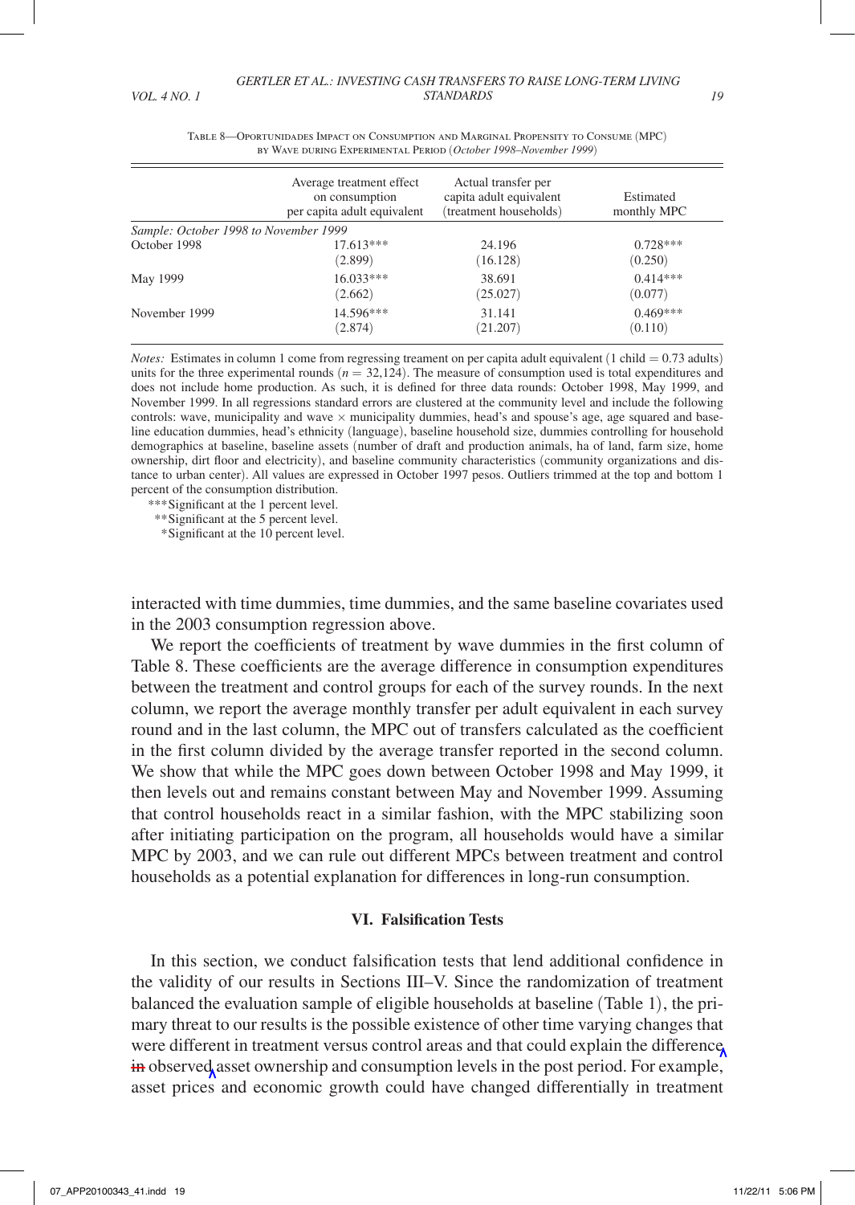Table 8—Oportunidades Impact on Consumption and Marginal Propensity to Consume (MPC) by Wave during Experimental Period (*October 1998–November 1999*)

| | Average treatment effect on consumption per capita adult equivalent | Actual transfer per capita adult equivalent (treatment households) | Estimated monthly MPC |
|---|---|---|---|
| *Sample: October 1998 to November 1999* | | | |
| October 1998 | 17.613*** | 24.196 | 0.728*** |
| | (2.899) | (16.128) | (0.250) |
| May 1999 | 16.033*** | 38.691 | 0.414*** |
| | (2.662) | (25.027) | (0.077) |
| November 1999 | 14.596*** | 31.141 | 0.469*** |
| | (2.874) | (21.207) | (0.110) |

*Notes:* Estimates in column 1 come from regressing treament on per capita adult equivalent (1 child = 0.73 adults) units for the three experimental rounds ($n$ = 32,124). The measure of consumption used is total expenditures and does not include home production. As such, it is defined for three data rounds: October 1998, May 1999, and November 1999. In all regressions standard errors are clustered at the community level and include the following controls: wave, municipality and wave × municipality dummies, head's and spouse's age, age squared and baseline education dummies, head's ethnicity (language), baseline household size, dummies controlling for household demographics at baseline, baseline assets (number of draft and production animals, ha of land, farm size, home ownership, dirt floor and electricity), and baseline community characteristics (community organizations and distance to urban center). All values are expressed in October 1997 pesos. Outliers trimmed at the top and bottom 1 percent of the consumption distribution.

***Significant at the 1 percent level.
**Significant at the 5 percent level.
*Significant at the 10 percent level.

interacted with time dummies, time dummies, and the same baseline covariates used in the 2003 consumption regression above.

We report the coefficients of treatment by wave dummies in the first column of Table 8. These coefficients are the average difference in consumption expenditures between the treatment and control groups for each of the survey rounds. In the next column, we report the average monthly transfer per adult equivalent in each survey round and in the last column, the MPC out of transfers calculated as the coefficient in the first column divided by the average transfer reported in the second column. We show that while the MPC goes down between October 1998 and May 1999, it then levels out and remains constant between May and November 1999. Assuming that control households react in a similar fashion, with the MPC stabilizing soon after initiating participation on the program, all households would have a similar MPC by 2003, and we can rule out different MPCs between treatment and control households as a potential explanation for differences in long-run consumption.

## VI. Falsification Tests

In this section, we conduct falsification tests that lend additional confidence in the validity of our results in Sections III–V. Since the randomization of treatment balanced the evaluation sample of eligible households at baseline (Table 1), the primary threat to our results is the possible existence of other time varying changes that were different in treatment versus control areas and that could explain the difference in observed asset ownership and consumption levels in the post period. For example, asset prices and economic growth could have changed differentially in treatment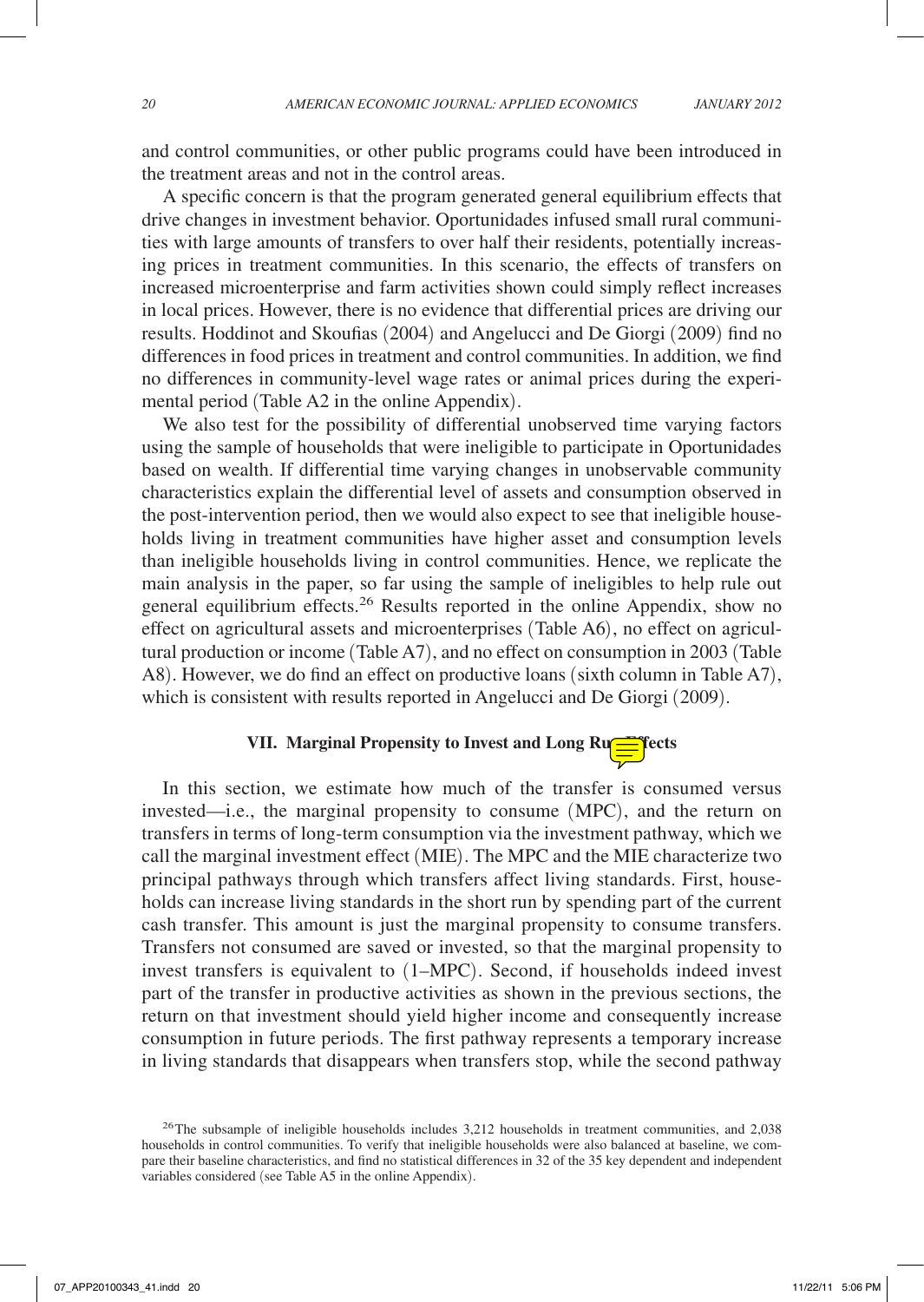and control communities, or other public programs could have been introduced in the treatment areas and not in the control areas.

A specific concern is that the program generated general equilibrium effects that drive changes in investment behavior. Oportunidades infused small rural communities with large amounts of transfers to over half their residents, potentially increasing prices in treatment communities. In this scenario, the effects of transfers on increased microenterprise and farm activities shown could simply reflect increases in local prices. However, there is no evidence that differential prices are driving our results. Hoddinot and Skoufias (2004) and Angelucci and De Giorgi (2009) find no differences in food prices in treatment and control communities. In addition, we find no differences in community-level wage rates or animal prices during the experimental period (Table A2 in the online Appendix).

We also test for the possibility of differential unobserved time varying factors using the sample of households that were ineligible to participate in Oportunidades based on wealth. If differential time varying changes in unobservable community characteristics explain the differential level of assets and consumption observed in the post-intervention period, then we would also expect to see that ineligible households living in treatment communities have higher asset and consumption levels than ineligible households living in control communities. Hence, we replicate the main analysis in the paper, so far using the sample of ineligibles to help rule out general equilibrium effects.[26] Results reported in the online Appendix, show no effect on agricultural assets and microenterprises (Table A6), no effect on agricultural production or income (Table A7), and no effect on consumption in 2003 (Table A8). However, we do find an effect on productive loans (sixth column in Table A7), which is consistent with results reported in Angelucci and De Giorgi (2009).

## VII. Marginal Propensity to Invest and Long Run Effects

In this section, we estimate how much of the transfer is consumed versus invested—i.e., the marginal propensity to consume (MPC), and the return on transfers in terms of long-term consumption via the investment pathway, which we call the marginal investment effect (MIE). The MPC and the MIE characterize two principal pathways through which transfers affect living standards. First, households can increase living standards in the short run by spending part of the current cash transfer. This amount is just the marginal propensity to consume transfers. Transfers not consumed are saved or invested, so that the marginal propensity to invest transfers is equivalent to (1–MPC). Second, if households indeed invest part of the transfer in productive activities as shown in the previous sections, the return on that investment should yield higher income and consequently increase consumption in future periods. The first pathway represents a temporary increase in living standards that disappears when transfers stop, while the second pathway

[26] The subsample of ineligible households includes 3,212 households in treatment communities, and 2,038 households in control communities. To verify that ineligible households were also balanced at baseline, we compare their baseline characteristics, and find no statistical differences in 32 of the 35 key dependent and independent variables considered (see Table A5 in the online Appendix).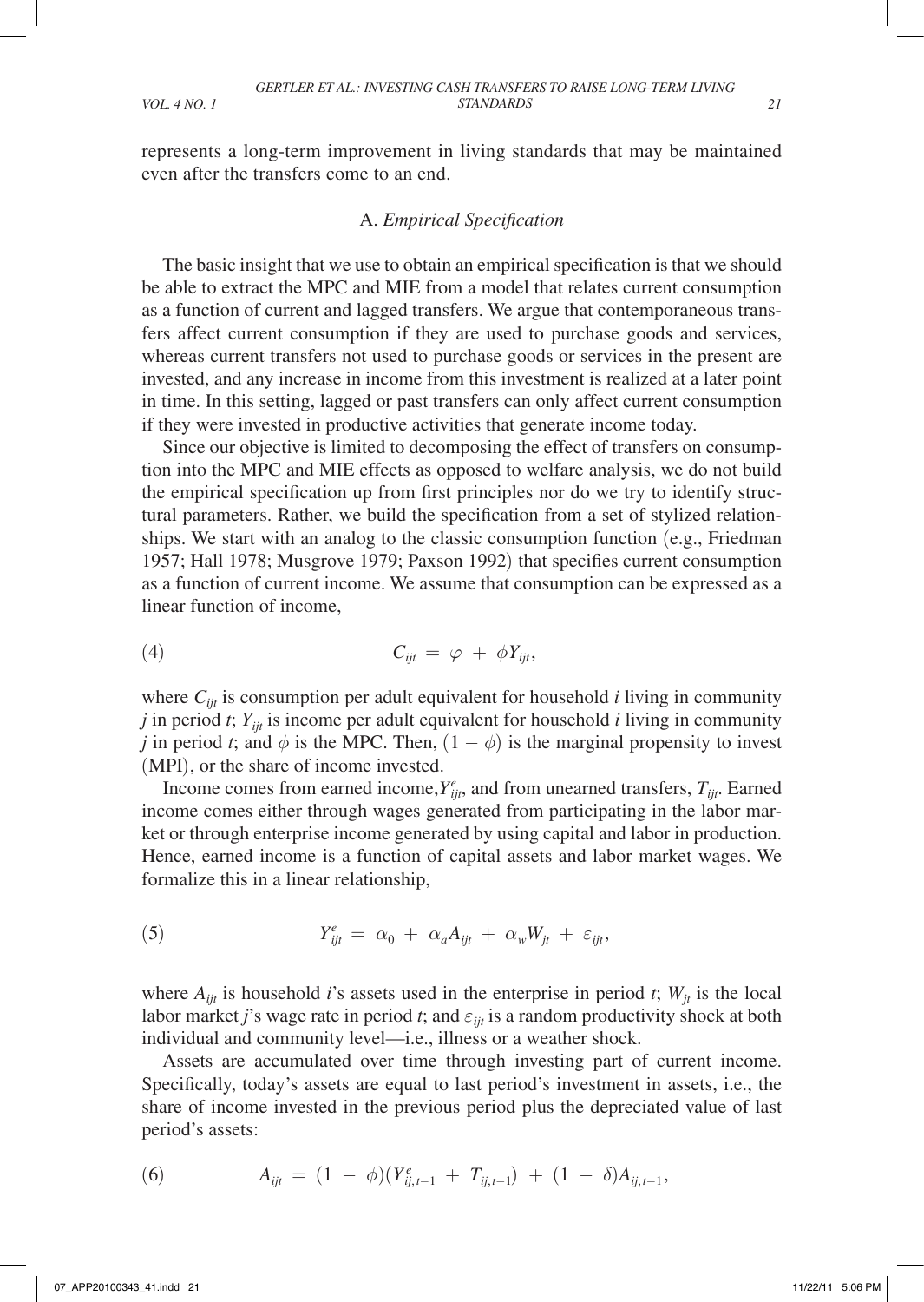represents a long-term improvement in living standards that may be maintained even after the transfers come to an end.

### A. *Empirical Specification*

The basic insight that we use to obtain an empirical specification is that we should be able to extract the MPC and MIE from a model that relates current consumption as a function of current and lagged transfers. We argue that contemporaneous transfers affect current consumption if they are used to purchase goods and services, whereas current transfers not used to purchase goods or services in the present are invested, and any increase in income from this investment is realized at a later point in time. In this setting, lagged or past transfers can only affect current consumption if they were invested in productive activities that generate income today.

Since our objective is limited to decomposing the effect of transfers on consumption into the MPC and MIE effects as opposed to welfare analysis, we do not build the empirical specification up from first principles nor do we try to identify structural parameters. Rather, we build the specification from a set of stylized relationships. We start with an analog to the classic consumption function (e.g., Friedman 1957; Hall 1978; Musgrove 1979; Paxson 1992) that specifies current consumption as a function of current income. We assume that consumption can be expressed as a linear function of income,

$$C_{ijt} = \varphi + \phi Y_{ijt}, \tag{4}$$

where $C_{ijt}$ is consumption per adult equivalent for household $i$ living in community $j$ in period $t$; $Y_{ijt}$ is income per adult equivalent for household $i$ living in community $j$ in period $t$; and $\phi$ is the MPC. Then, $(1 - \phi)$ is the marginal propensity to invest (MPI), or the share of income invested.

Income comes from earned income, $Y^e_{ijt}$, and from unearned transfers, $T_{ijt}$. Earned income comes either through wages generated from participating in the labor market or through enterprise income generated by using capital and labor in production. Hence, earned income is a function of capital assets and labor market wages. We formalize this in a linear relationship,

$$Y^e_{ijt} = \alpha_0 + \alpha_a A_{ijt} + \alpha_w W_{jt} + \varepsilon_{ijt}, \tag{5}$$

where $A_{ijt}$ is household $i$'s assets used in the enterprise in period $t$; $W_{jt}$ is the local labor market $j$'s wage rate in period $t$; and $\varepsilon_{ijt}$ is a random productivity shock at both individual and community level—i.e., illness or a weather shock.

Assets are accumulated over time through investing part of current income. Specifically, today's assets are equal to last period's investment in assets, i.e., the share of income invested in the previous period plus the depreciated value of last period's assets:

$$A_{ijt} = (1 - \phi)(Y^e_{ij,t-1} + T_{ij,t-1}) + (1 - \delta)A_{ij,t-1}, \tag{6}$$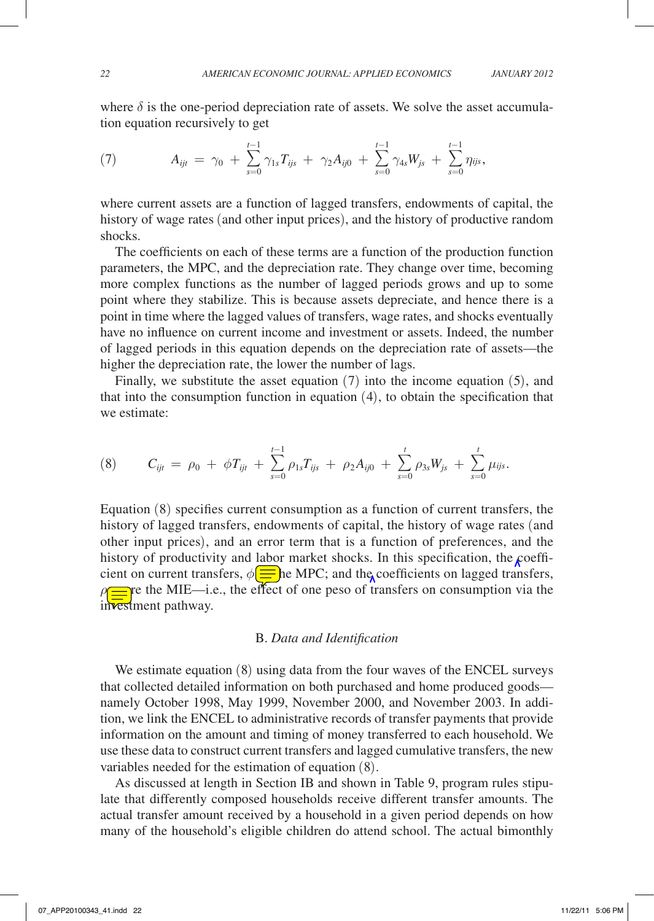where $\delta$ is the one-period depreciation rate of assets. We solve the asset accumulation equation recursively to get

$$(7) \qquad A_{ijt} = \gamma_0 + \sum_{s=0}^{t-1} \gamma_{1s} T_{ijs} + \gamma_2 A_{ij0} + \sum_{s=0}^{t-1} \gamma_{4s} W_{js} + \sum_{s=0}^{t-1} \eta_{ijs},$$

where current assets are a function of lagged transfers, endowments of capital, the history of wage rates (and other input prices), and the history of productive random shocks.

The coefficients on each of these terms are a function of the production function parameters, the MPC, and the depreciation rate. They change over time, becoming more complex functions as the number of lagged periods grows and up to some point where they stabilize. This is because assets depreciate, and hence there is a point in time where the lagged values of transfers, wage rates, and shocks eventually have no influence on current income and investment or assets. Indeed, the number of lagged periods in this equation depends on the depreciation rate of assets—the higher the depreciation rate, the lower the number of lags.

Finally, we substitute the asset equation (7) into the income equation (5), and that into the consumption function in equation (4), to obtain the specification that we estimate:

$$(8) \qquad C_{ijt} = \rho_0 + \phi T_{ijt} + \sum_{s=0}^{t-1} \rho_{1s} T_{ijs} + \rho_2 A_{ij0} + \sum_{s=0}^{t} \rho_{3s} W_{js} + \sum_{s=0}^{t} \mu_{ijs}.$$

Equation (8) specifies current consumption as a function of current transfers, the history of lagged transfers, endowments of capital, the history of wage rates (and other input prices), and an error term that is a function of preferences, and the history of productivity and labor market shocks. In this specification, the coefficient on current transfers, $\phi$, is the MPC; and the coefficients on lagged transfers, $\rho_{1s}$, are the MIE—i.e., the effect of one peso of transfers on consumption via the investment pathway.

### B. *Data and Identification*

We estimate equation (8) using data from the four waves of the ENCEL surveys that collected detailed information on both purchased and home produced goods—namely October 1998, May 1999, November 2000, and November 2003. In addition, we link the ENCEL to administrative records of transfer payments that provide information on the amount and timing of money transferred to each household. We use these data to construct current transfers and lagged cumulative transfers, the new variables needed for the estimation of equation (8).

As discussed at length in Section IB and shown in Table 9, program rules stipulate that differently composed households receive different transfer amounts. The actual transfer amount received by a household in a given period depends on how many of the household's eligible children do attend school. The actual bimonthly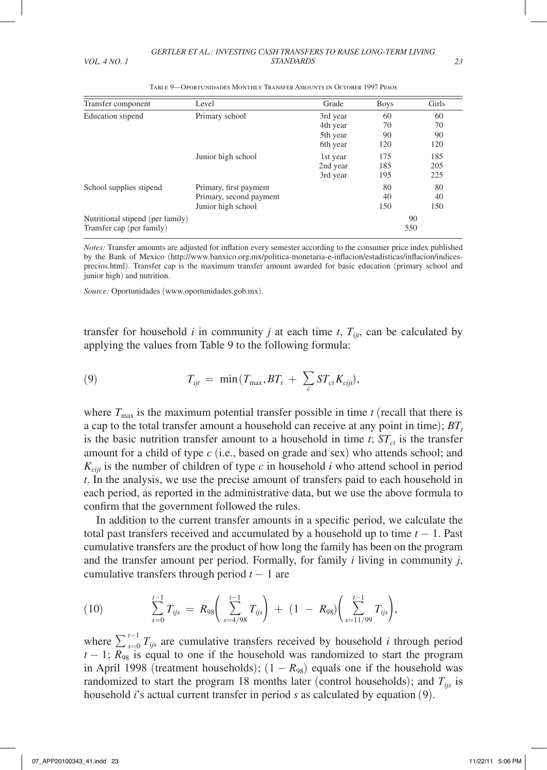Table 9—Oportunidades Monthly Transfer Amounts in October 1997 Pesos

| Transfer component | Level | Grade | Boys | Girls |
|---|---|---|---|---|
| Education stipend | Primary school | 3rd year | 60 | 60 |
| | | 4th year | 70 | 70 |
| | | 5th year | 90 | 90 |
| | | 6th year | 120 | 120 |
| | Junior high school | 1st year | 175 | 185 |
| | | 2nd year | 185 | 205 |
| | | 3rd year | 195 | 225 |
| School supplies stipend | Primary, first payment | | 80 | 80 |
| | Primary, second payment | | 40 | 40 |
| | Junior high school | | 150 | 150 |
| Nutritional stipend (per family) | | | 90 | |
| Transfer cap (per family) | | | 550 | |

*Notes:* Transfer amounts are adjusted for inflation every semester according to the consumer price index published by the Bank of Mexico (http://www.banxico.org.mx/politica-monetaria-e-inflacion/estadisticas/inflacion/indices-precios.html). Transfer cap is the maximum transfer amount awarded for basic education (primary school and junior high) and nutrition.

*Source:* Oportunidades (www.oportunidades.gob.mx).

transfer for household $i$ in community $j$ at each time $t$, $T_{ijt}$, can be calculated by applying the values from Table 9 to the following formula:

$$T_{ijt} = \min(T_{\max}, BT_t + \sum_c ST_{ct} K_{cijt}), \tag{9}$$

where $T_{\max}$ is the maximum potential transfer possible in time $t$ (recall that there is a cap to the total transfer amount a household can receive at any point in time); $BT_t$ is the basic nutrition transfer amount to a household in time $t$; $ST_{ct}$ is the transfer amount for a child of type $c$ (i.e., based on grade and sex) who attends school; and $K_{cijt}$ is the number of children of type $c$ in household $i$ who attend school in period $t$. In the analysis, we use the precise amount of transfers paid to each household in each period, as reported in the administrative data, but we use the above formula to confirm that the government followed the rules.

In addition to the current transfer amounts in a specific period, we calculate the total past transfers received and accumulated by a household up to time $t - 1$. Past cumulative transfers are the product of how long the family has been on the program and the transfer amount per period. Formally, for family $i$ living in community $j$, cumulative transfers through period $t - 1$ are

$$\sum_{s=0}^{t-1} T_{ijs} = R_{98}\left(\sum_{s=4/98}^{t-1} T_{ijs}\right) + (1 - R_{98})\left(\sum_{s=11/99}^{t-1} T_{ijs}\right), \tag{10}$$

where $\sum_{s=0}^{t-1} T_{ijs}$ are cumulative transfers received by household $i$ through period $t - 1$; $R_{98}$ is equal to one if the household was randomized to start the program in April 1998 (treatment households); $(1 - R_{98})$ equals one if the household was randomized to start the program 18 months later (control households); and $T_{ijs}$ is household $i$'s actual current transfer in period $s$ as calculated by equation (9).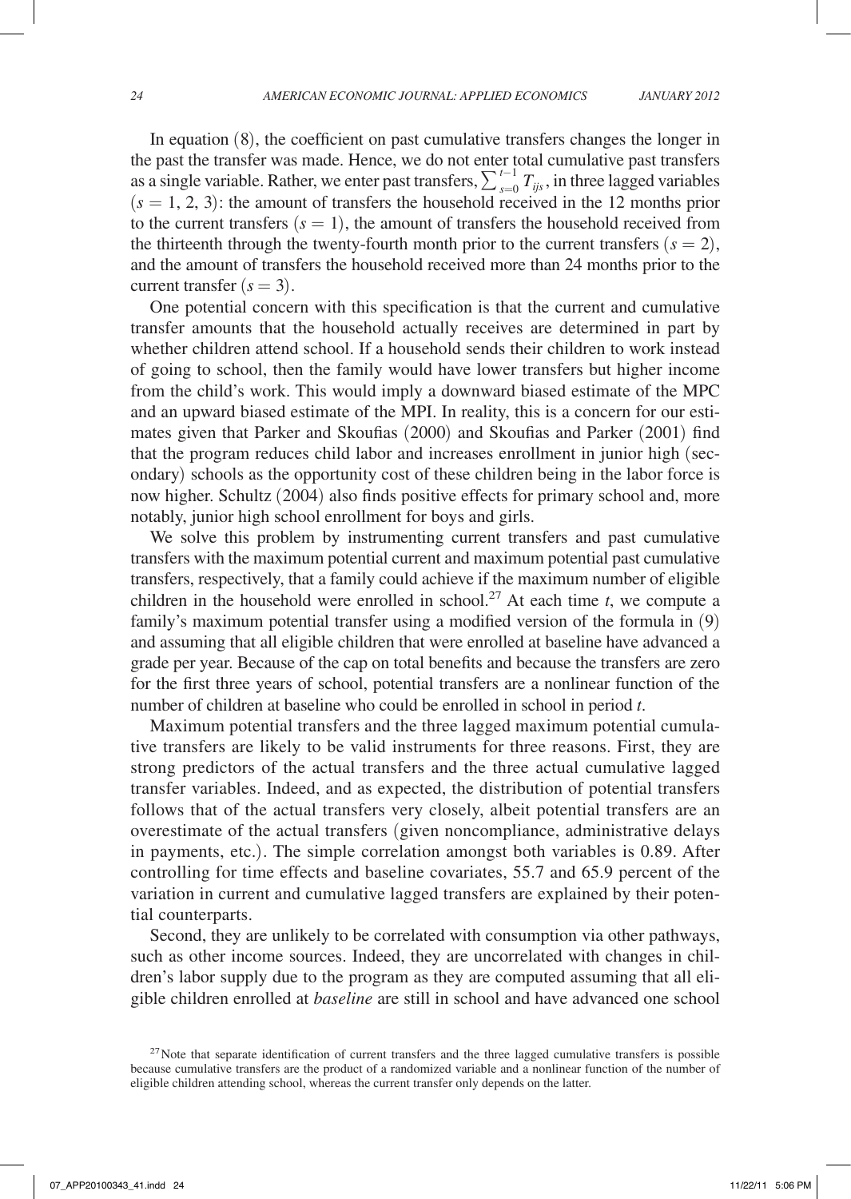In equation (8), the coefficient on past cumulative transfers changes the longer in the past the transfer was made. Hence, we do not enter total cumulative past transfers as a single variable. Rather, we enter past transfers, $\sum_{s=0}^{t-1} T_{ijs}$, in three lagged variables ($s = 1, 2, 3$): the amount of transfers the household received in the 12 months prior to the current transfers ($s = 1$), the amount of transfers the household received from the thirteenth through the twenty-fourth month prior to the current transfers ($s = 2$), and the amount of transfers the household received more than 24 months prior to the current transfer ($s = 3$).

One potential concern with this specification is that the current and cumulative transfer amounts that the household actually receives are determined in part by whether children attend school. If a household sends their children to work instead of going to school, then the family would have lower transfers but higher income from the child's work. This would imply a downward biased estimate of the MPC and an upward biased estimate of the MPI. In reality, this is a concern for our estimates given that Parker and Skoufias (2000) and Skoufias and Parker (2001) find that the program reduces child labor and increases enrollment in junior high (secondary) schools as the opportunity cost of these children being in the labor force is now higher. Schultz (2004) also finds positive effects for primary school and, more notably, junior high school enrollment for boys and girls.

We solve this problem by instrumenting current transfers and past cumulative transfers with the maximum potential current and maximum potential past cumulative transfers, respectively, that a family could achieve if the maximum number of eligible children in the household were enrolled in school.[27] At each time $t$, we compute a family's maximum potential transfer using a modified version of the formula in (9) and assuming that all eligible children that were enrolled at baseline have advanced a grade per year. Because of the cap on total benefits and because the transfers are zero for the first three years of school, potential transfers are a nonlinear function of the number of children at baseline who could be enrolled in school in period $t$.

Maximum potential transfers and the three lagged maximum potential cumulative transfers are likely to be valid instruments for three reasons. First, they are strong predictors of the actual transfers and the three actual cumulative lagged transfer variables. Indeed, and as expected, the distribution of potential transfers follows that of the actual transfers very closely, albeit potential transfers are an overestimate of the actual transfers (given noncompliance, administrative delays in payments, etc.). The simple correlation amongst both variables is 0.89. After controlling for time effects and baseline covariates, 55.7 and 65.9 percent of the variation in current and cumulative lagged transfers are explained by their potential counterparts.

Second, they are unlikely to be correlated with consumption via other pathways, such as other income sources. Indeed, they are uncorrelated with changes in children's labor supply due to the program as they are computed assuming that all eligible children enrolled at *baseline* are still in school and have advanced one school

[27] Note that separate identification of current transfers and the three lagged cumulative transfers is possible because cumulative transfers are the product of a randomized variable and a nonlinear function of the number of eligible children attending school, whereas the current transfer only depends on the latter.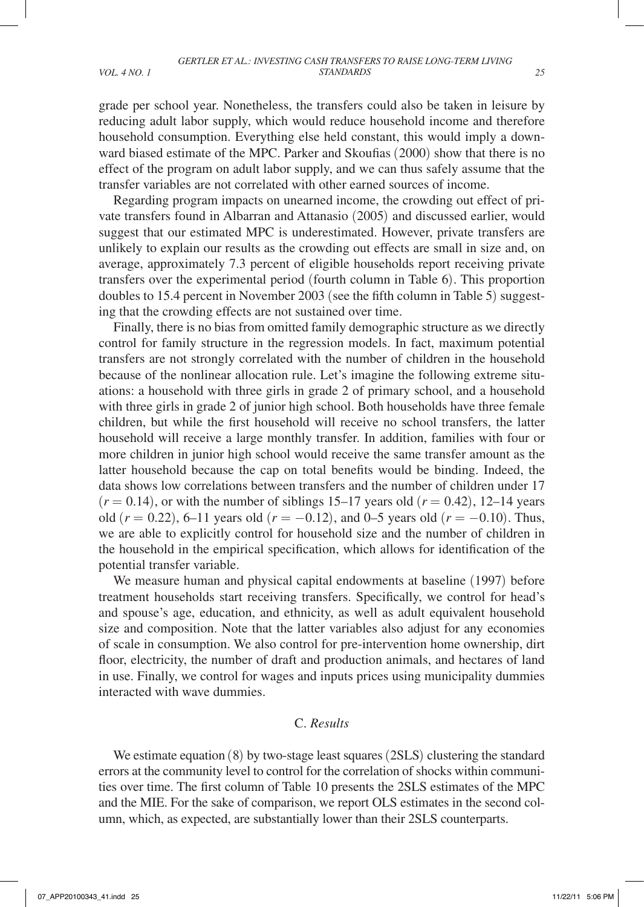grade per school year. Nonetheless, the transfers could also be taken in leisure by reducing adult labor supply, which would reduce household income and therefore household consumption. Everything else held constant, this would imply a downward biased estimate of the MPC. Parker and Skoufias (2000) show that there is no effect of the program on adult labor supply, and we can thus safely assume that the transfer variables are not correlated with other earned sources of income.

Regarding program impacts on unearned income, the crowding out effect of private transfers found in Albarran and Attanasio (2005) and discussed earlier, would suggest that our estimated MPC is underestimated. However, private transfers are unlikely to explain our results as the crowding out effects are small in size and, on average, approximately 7.3 percent of eligible households report receiving private transfers over the experimental period (fourth column in Table 6). This proportion doubles to 15.4 percent in November 2003 (see the fifth column in Table 5) suggesting that the crowding effects are not sustained over time.

Finally, there is no bias from omitted family demographic structure as we directly control for family structure in the regression models. In fact, maximum potential transfers are not strongly correlated with the number of children in the household because of the nonlinear allocation rule. Let's imagine the following extreme situations: a household with three girls in grade 2 of primary school, and a household with three girls in grade 2 of junior high school. Both households have three female children, but while the first household will receive no school transfers, the latter household will receive a large monthly transfer. In addition, families with four or more children in junior high school would receive the same transfer amount as the latter household because the cap on total benefits would be binding. Indeed, the data shows low correlations between transfers and the number of children under 17 ($r = 0.14$), or with the number of siblings 15–17 years old ($r = 0.42$), 12–14 years old ($r = 0.22$), 6–11 years old ($r = -0.12$), and 0–5 years old ($r = -0.10$). Thus, we are able to explicitly control for household size and the number of children in the household in the empirical specification, which allows for identification of the potential transfer variable.

We measure human and physical capital endowments at baseline (1997) before treatment households start receiving transfers. Specifically, we control for head's and spouse's age, education, and ethnicity, as well as adult equivalent household size and composition. Note that the latter variables also adjust for any economies of scale in consumption. We also control for pre-intervention home ownership, dirt floor, electricity, the number of draft and production animals, and hectares of land in use. Finally, we control for wages and inputs prices using municipality dummies interacted with wave dummies.

## C. *Results*

We estimate equation (8) by two-stage least squares (2SLS) clustering the standard errors at the community level to control for the correlation of shocks within communities over time. The first column of Table 10 presents the 2SLS estimates of the MPC and the MIE. For the sake of comparison, we report OLS estimates in the second column, which, as expected, are substantially lower than their 2SLS counterparts.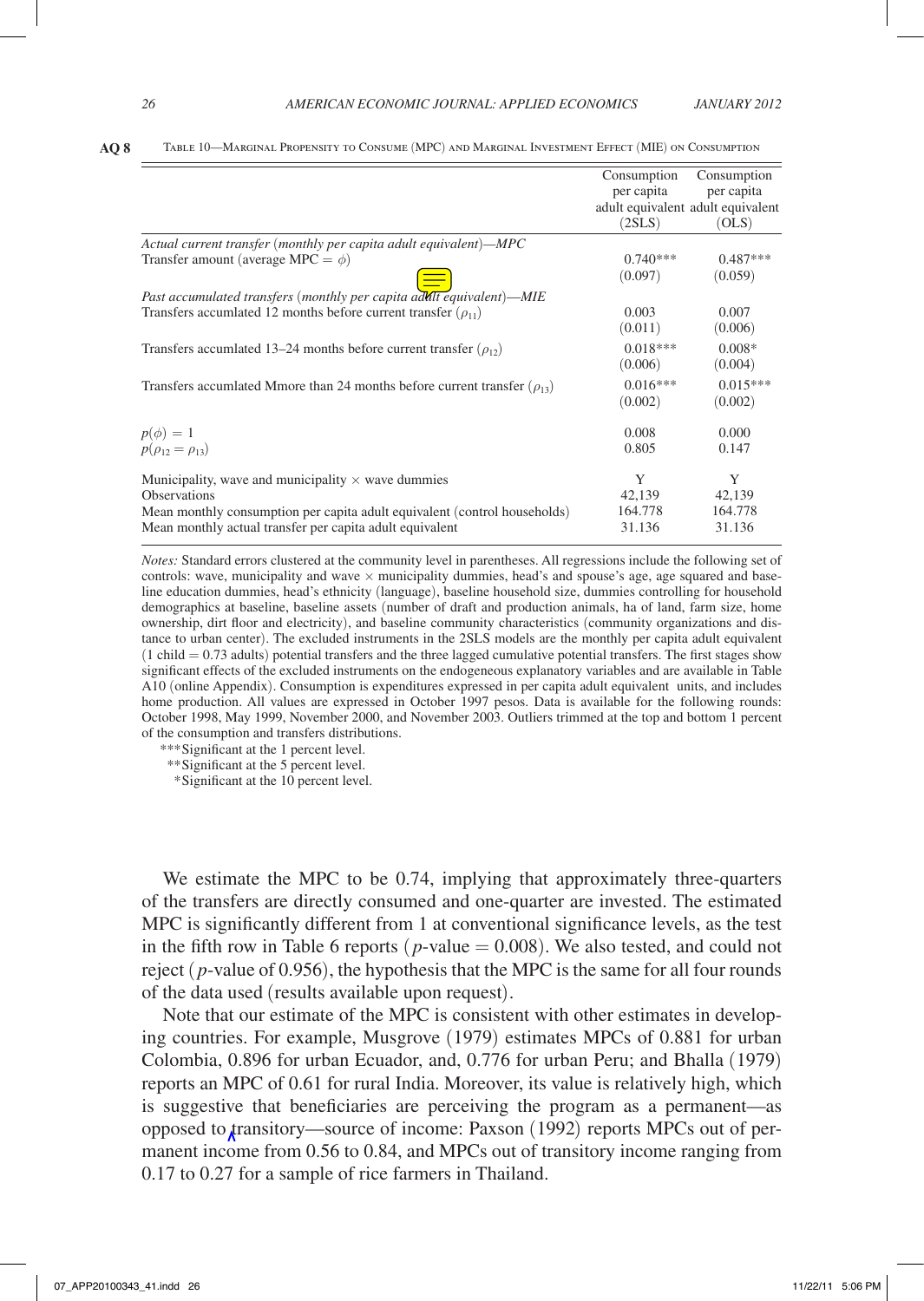Table 10—Marginal Propensity to Consume (MPC) and Marginal Investment Effect (MIE) on Consumption

| | Consumption per capita adult equivalent (2SLS) | Consumption per capita adult equivalent (OLS) |
|---|---|---|
| *Actual current transfer (monthly per capita adult equivalent)—MPC* | | |
| Transfer amount (average MPC = $\phi$) | 0.740*** | 0.487*** |
| | (0.097) | (0.059) |
| *Past accumulated transfers (monthly per capita adult equivalent)—MIE* | | |
| Transfers accumulated 12 months before current transfer ($\rho_{11}$) | 0.003 | 0.007 |
| | (0.011) | (0.006) |
| Transfers accumulated 13–24 months before current transfer ($\rho_{12}$) | 0.018*** | 0.008* |
| | (0.006) | (0.004) |
| Transfers accumulated Mmore than 24 months before current transfer ($\rho_{13}$) | 0.016*** | 0.015*** |
| | (0.002) | (0.002) |
| $p(\phi) = 1$ | 0.008 | 0.000 |
| $p(\rho_{12} = \rho_{13})$ | 0.805 | 0.147 |
| Municipality, wave and municipality × wave dummies | Y | Y |
| Observations | 42,139 | 42,139 |
| Mean monthly consumption per capita adult equivalent (control households) | 164.778 | 164.778 |
| Mean monthly actual transfer per capita adult equivalent | 31.136 | 31.136 |

*Notes:* Standard errors clustered at the community level in parentheses. All regressions include the following set of controls: wave, municipality and wave × municipality dummies, head's and spouse's age, age squared and baseline education dummies, head's ethnicity (language), baseline household size, dummies controlling for household demographics at baseline, baseline assets (number of draft and production animals, ha of land, farm size, home ownership, dirt floor and electricity), and baseline community characteristics (community organizations and distance to urban center). The excluded instruments in the 2SLS models are the monthly per capita adult equivalent (1 child = 0.73 adults) potential transfers and the three lagged cumulative potential transfers. The first stages show significant effects of the excluded instruments on the endogeneous explanatory variables and are available in Table A10 (online Appendix). Consumption is expenditures expressed in per capita adult equivalent units, and includes home production. All values are expressed in October 1997 pesos. Data is available for the following rounds: October 1998, May 1999, November 2000, and November 2003. Outliers trimmed at the top and bottom 1 percent of the consumption and transfers distributions.

***Significant at the 1 percent level.
**Significant at the 5 percent level.
*Significant at the 10 percent level.

We estimate the MPC to be 0.74, implying that approximately three-quarters of the transfers are directly consumed and one-quarter are invested. The estimated MPC is significantly different from 1 at conventional significance levels, as the test in the fifth row in Table 6 reports ($p$-value = 0.008). We also tested, and could not reject ($p$-value of 0.956), the hypothesis that the MPC is the same for all four rounds of the data used (results available upon request).

Note that our estimate of the MPC is consistent with other estimates in developing countries. For example, Musgrove (1979) estimates MPCs of 0.881 for urban Colombia, 0.896 for urban Ecuador, and, 0.776 for urban Peru; and Bhalla (1979) reports an MPC of 0.61 for rural India. Moreover, its value is relatively high, which is suggestive that beneficiaries are perceiving the program as a permanent—as opposed to transitory—source of income: Paxson (1992) reports MPCs out of permanent income from 0.56 to 0.84, and MPCs out of transitory income ranging from 0.17 to 0.27 for a sample of rice farmers in Thailand.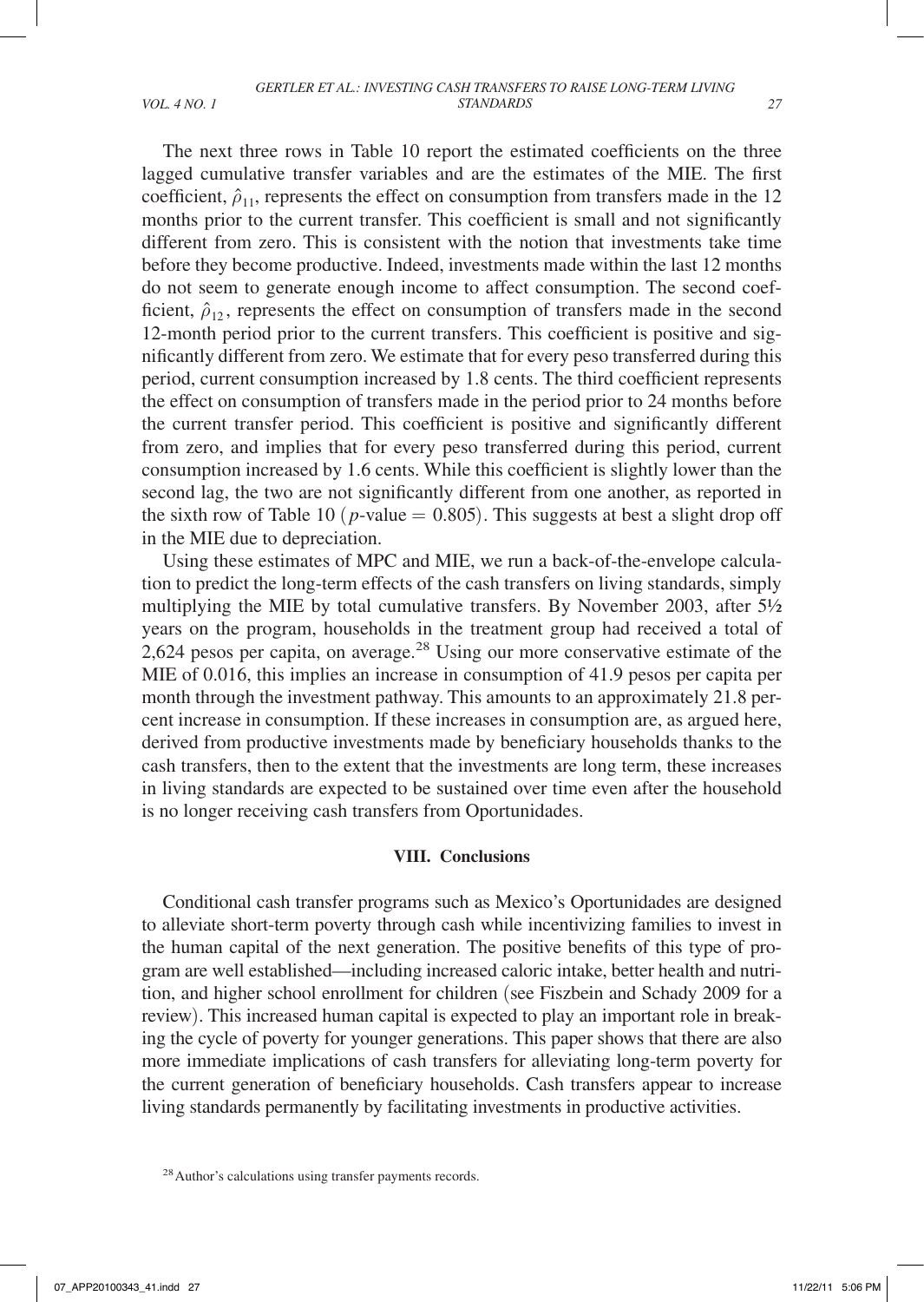The next three rows in Table 10 report the estimated coefficients on the three lagged cumulative transfer variables and are the estimates of the MIE. The first coefficient, $\hat{\rho}_{11}$, represents the effect on consumption from transfers made in the 12 months prior to the current transfer. This coefficient is small and not significantly different from zero. This is consistent with the notion that investments take time before they become productive. Indeed, investments made within the last 12 months do not seem to generate enough income to affect consumption. The second coefficient, $\hat{\rho}_{12}$, represents the effect on consumption of transfers made in the second 12-month period prior to the current transfers. This coefficient is positive and significantly different from zero. We estimate that for every peso transferred during this period, current consumption increased by 1.8 cents. The third coefficient represents the effect on consumption of transfers made in the period prior to 24 months before the current transfer period. This coefficient is positive and significantly different from zero, and implies that for every peso transferred during this period, current consumption increased by 1.6 cents. While this coefficient is slightly lower than the second lag, the two are not significantly different from one another, as reported in the sixth row of Table 10 ($p$-value $= 0.805$). This suggests at best a slight drop off in the MIE due to depreciation.

Using these estimates of MPC and MIE, we run a back-of-the-envelope calculation to predict the long-term effects of the cash transfers on living standards, simply multiplying the MIE by total cumulative transfers. By November 2003, after 5½ years on the program, households in the treatment group had received a total of 2,624 pesos per capita, on average.[28] Using our more conservative estimate of the MIE of 0.016, this implies an increase in consumption of 41.9 pesos per capita per month through the investment pathway. This amounts to an approximately 21.8 percent increase in consumption. If these increases in consumption are, as argued here, derived from productive investments made by beneficiary households thanks to the cash transfers, then to the extent that the investments are long term, these increases in living standards are expected to be sustained over time even after the household is no longer receiving cash transfers from Oportunidades.

## VIII. Conclusions

Conditional cash transfer programs such as Mexico's Oportunidades are designed to alleviate short-term poverty through cash while incentivizing families to invest in the human capital of the next generation. The positive benefits of this type of program are well established—including increased caloric intake, better health and nutrition, and higher school enrollment for children (see Fiszbein and Schady 2009 for a review). This increased human capital is expected to play an important role in breaking the cycle of poverty for younger generations. This paper shows that there are also more immediate implications of cash transfers for alleviating long-term poverty for the current generation of beneficiary households. Cash transfers appear to increase living standards permanently by facilitating investments in productive activities.

[28] Author's calculations using transfer payments records.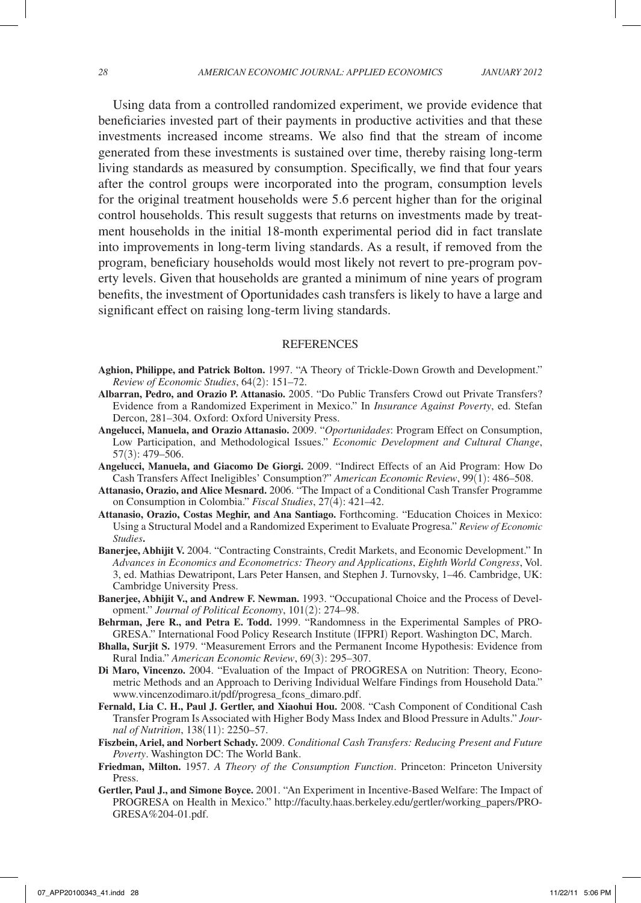Using data from a controlled randomized experiment, we provide evidence that beneficiaries invested part of their payments in productive activities and that these investments increased income streams. We also find that the stream of income generated from these investments is sustained over time, thereby raising long-term living standards as measured by consumption. Specifically, we find that four years after the control groups were incorporated into the program, consumption levels for the original treatment households were 5.6 percent higher than for the original control households. This result suggests that returns on investments made by treatment households in the initial 18-month experimental period did in fact translate into improvements in long-term living standards. As a result, if removed from the program, beneficiary households would most likely not revert to pre-program poverty levels. Given that households are granted a minimum of nine years of program benefits, the investment of Oportunidades cash transfers is likely to have a large and significant effect on raising long-term living standards.

## REFERENCES

**Aghion, Philippe, and Patrick Bolton.** 1997. "A Theory of Trickle-Down Growth and Development." *Review of Economic Studies*, 64(2): 151–72.

**Albarran, Pedro, and Orazio P. Attanasio.** 2005. "Do Public Transfers Crowd out Private Transfers? Evidence from a Randomized Experiment in Mexico." In *Insurance Against Poverty*, ed. Stefan Dercon, 281–304. Oxford: Oxford University Press.

**Angelucci, Manuela, and Orazio Attanasio.** 2009. "*Oportunidades*: Program Effect on Consumption, Low Participation, and Methodological Issues." *Economic Development and Cultural Change*, 57(3): 479–506.

**Angelucci, Manuela, and Giacomo De Giorgi.** 2009. "Indirect Effects of an Aid Program: How Do Cash Transfers Affect Ineligibles' Consumption?" *American Economic Review*, 99(1): 486–508.

**Attanasio, Orazio, and Alice Mesnard.** 2006. "The Impact of a Conditional Cash Transfer Programme on Consumption in Colombia." *Fiscal Studies*, 27(4): 421–42.

**Attanasio, Orazio, Costas Meghir, and Ana Santiago.** Forthcoming. "Education Choices in Mexico: Using a Structural Model and a Randomized Experiment to Evaluate Progresa." *Review of Economic Studies*.

**Banerjee, Abhijit V.** 2004. "Contracting Constraints, Credit Markets, and Economic Development." In *Advances in Economics and Econometrics: Theory and Applications*, *Eighth World Congress*, Vol. 3, ed. Mathias Dewatripont, Lars Peter Hansen, and Stephen J. Turnovsky, 1–46. Cambridge, UK: Cambridge University Press.

**Banerjee, Abhijit V., and Andrew F. Newman.** 1993. "Occupational Choice and the Process of Development." *Journal of Political Economy*, 101(2): 274–98.

**Behrman, Jere R., and Petra E. Todd.** 1999. "Randomness in the Experimental Samples of PROGRESA." International Food Policy Research Institute (IFPRI) Report. Washington DC, March.

**Bhalla, Surjit S.** 1979. "Measurement Errors and the Permanent Income Hypothesis: Evidence from Rural India." *American Economic Review*, 69(3): 295–307.

**Di Maro, Vincenzo.** 2004. "Evaluation of the Impact of PROGRESA on Nutrition: Theory, Econometric Methods and an Approach to Deriving Individual Welfare Findings from Household Data." www.vincenzodimaro.it/pdf/progresa_fcons_dimaro.pdf.

**Fernald, Lia C. H., Paul J. Gertler, and Xiaohui Hou.** 2008. "Cash Component of Conditional Cash Transfer Program Is Associated with Higher Body Mass Index and Blood Pressure in Adults." *Journal of Nutrition*, 138(11): 2250–57.

**Fiszbein, Ariel, and Norbert Schady.** 2009. *Conditional Cash Transfers: Reducing Present and Future Poverty*. Washington DC: The World Bank.

**Friedman, Milton.** 1957. *A Theory of the Consumption Function*. Princeton: Princeton University Press.

**Gertler, Paul J., and Simone Boyce.** 2001. "An Experiment in Incentive-Based Welfare: The Impact of PROGRESA on Health in Mexico." http://faculty.haas.berkeley.edu/gertler/working_papers/PROGRESA%204-01.pdf.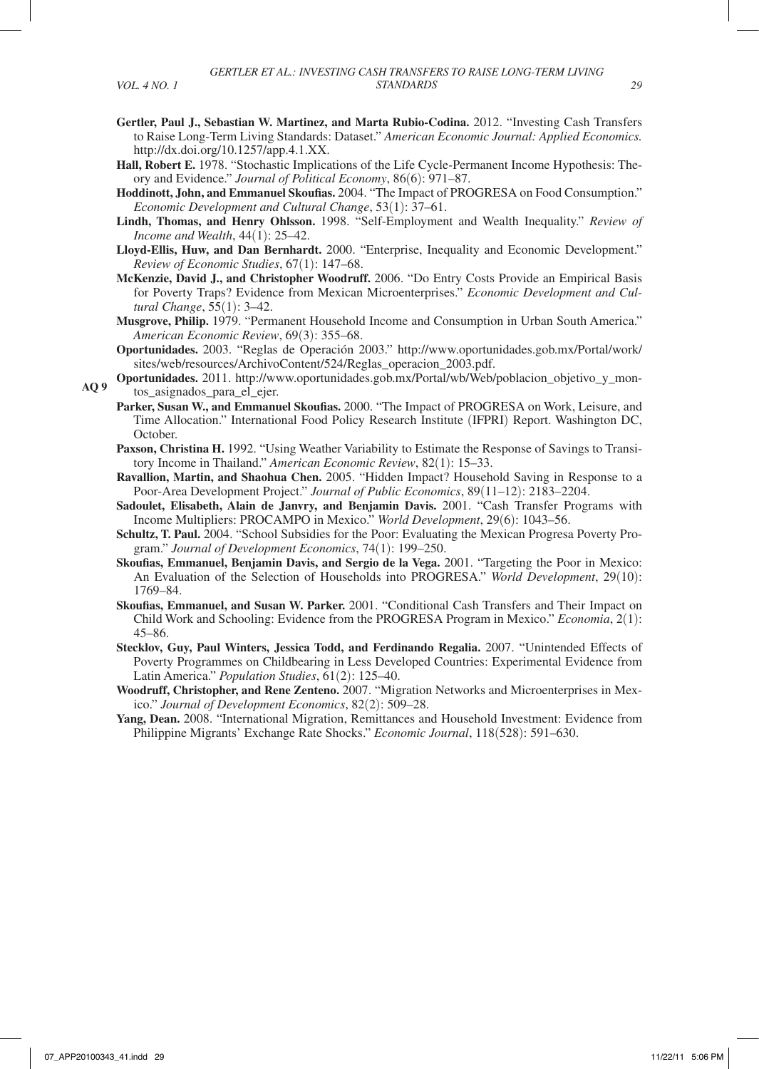**Gertler, Paul J., Sebastian W. Martinez, and Marta Rubio-Codina.** 2012. "Investing Cash Transfers to Raise Long-Term Living Standards: Dataset." *American Economic Journal: Applied Economics.* http://dx.doi.org/10.1257/app.4.1.XX.

**Hall, Robert E.** 1978. "Stochastic Implications of the Life Cycle-Permanent Income Hypothesis: Theory and Evidence." *Journal of Political Economy*, 86(6): 971–87.

**Hoddinott, John, and Emmanuel Skoufias.** 2004. "The Impact of PROGRESA on Food Consumption." *Economic Development and Cultural Change*, 53(1): 37–61.

**Lindh, Thomas, and Henry Ohlsson.** 1998. "Self-Employment and Wealth Inequality." *Review of Income and Wealth*, 44(1): 25–42.

**Lloyd-Ellis, Huw, and Dan Bernhardt.** 2000. "Enterprise, Inequality and Economic Development." *Review of Economic Studies*, 67(1): 147–68.

**McKenzie, David J., and Christopher Woodruff.** 2006. "Do Entry Costs Provide an Empirical Basis for Poverty Traps? Evidence from Mexican Microenterprises." *Economic Development and Cultural Change*, 55(1): 3–42.

**Musgrove, Philip.** 1979. "Permanent Household Income and Consumption in Urban South America." *American Economic Review*, 69(3): 355–68.

**Oportunidades.** 2003. "Reglas de Operación 2003." http://www.oportunidades.gob.mx/Portal/work/sites/web/resources/ArchivoContent/524/Reglas_operacion_2003.pdf.

AQ 9 **Oportunidades.** 2011. http://www.oportunidades.gob.mx/Portal/wb/Web/poblacion_objetivo_y_montos_asignados_para_el_ejer.

**Parker, Susan W., and Emmanuel Skoufias.** 2000. "The Impact of PROGRESA on Work, Leisure, and Time Allocation." International Food Policy Research Institute (IFPRI) Report. Washington DC, October.

**Paxson, Christina H.** 1992. "Using Weather Variability to Estimate the Response of Savings to Transitory Income in Thailand." *American Economic Review*, 82(1): 15–33.

**Ravallion, Martin, and Shaohua Chen.** 2005. "Hidden Impact? Household Saving in Response to a Poor-Area Development Project." *Journal of Public Economics*, 89(11–12): 2183–2204.

**Sadoulet, Elisabeth, Alain de Janvry, and Benjamin Davis.** 2001. "Cash Transfer Programs with Income Multipliers: PROCAMPO in Mexico." *World Development*, 29(6): 1043–56.

**Schultz, T. Paul.** 2004. "School Subsidies for the Poor: Evaluating the Mexican Progresa Poverty Program." *Journal of Development Economics*, 74(1): 199–250.

**Skoufias, Emmanuel, Benjamin Davis, and Sergio de la Vega.** 2001. "Targeting the Poor in Mexico: An Evaluation of the Selection of Households into PROGRESA." *World Development*, 29(10): 1769–84.

**Skoufias, Emmanuel, and Susan W. Parker.** 2001. "Conditional Cash Transfers and Their Impact on Child Work and Schooling: Evidence from the PROGRESA Program in Mexico." *Economia*, 2(1): 45–86.

**Stecklov, Guy, Paul Winters, Jessica Todd, and Ferdinando Regalia.** 2007. "Unintended Effects of Poverty Programmes on Childbearing in Less Developed Countries: Experimental Evidence from Latin America." *Population Studies*, 61(2): 125–40.

**Woodruff, Christopher, and Rene Zenteno.** 2007. "Migration Networks and Microenterprises in Mexico." *Journal of Development Economics*, 82(2): 509–28.

**Yang, Dean.** 2008. "International Migration, Remittances and Household Investment: Evidence from Philippine Migrants' Exchange Rate Shocks." *Economic Journal*, 118(528): 591–630.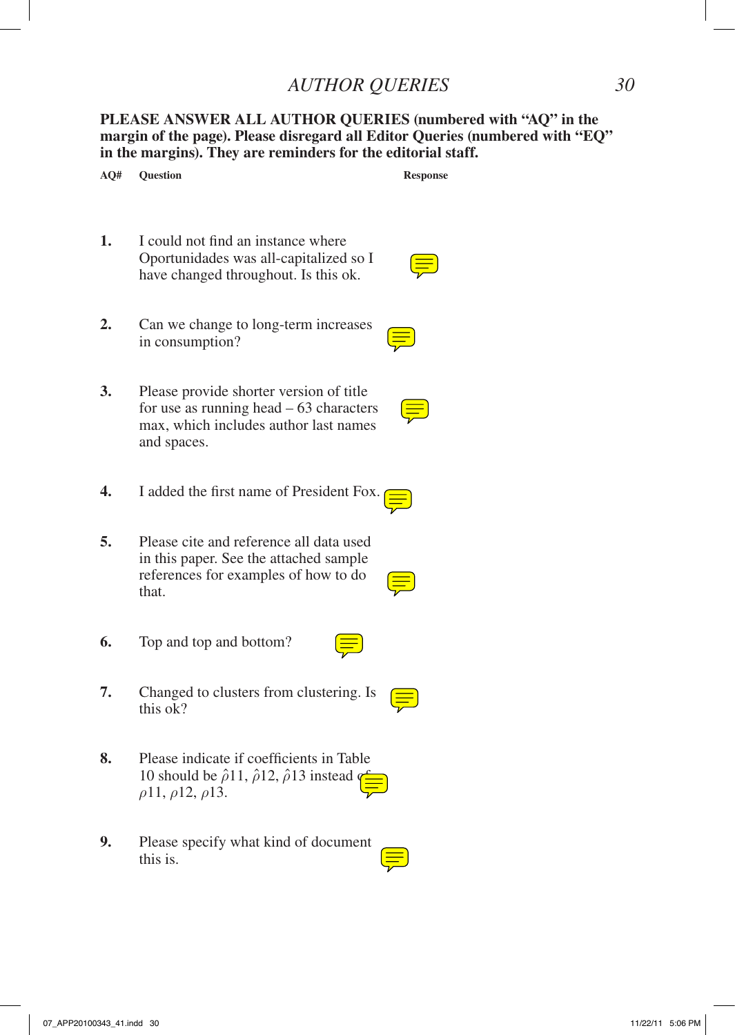# AUTHOR QUERIES

**PLEASE ANSWER ALL AUTHOR QUERIES (numbered with "AQ" in the margin of the page). Please disregard all Editor Queries (numbered with "EQ" in the margins). They are reminders for the editorial staff.**

| AQ# | Question | Response |
|---|---|---|
| 1. | I could not find an instance where Oportunidades was all-capitalized so I have changed throughout. Is this ok. | |
| 2. | Can we change to long-term increases in consumption? | |
| 3. | Please provide shorter version of title for use as running head – 63 characters max, which includes author last names and spaces. | |
| 4. | I added the first name of President Fox. | |
| 5. | Please cite and reference all data used in this paper. See the attached sample references for examples of how to do that. | |
| 6. | Top and top and bottom? | |
| 7. | Changed to clusters from clustering. Is this ok? | |
| 8. | Please indicate if coefficients in Table 10 should be $\hat{\rho}11$, $\hat{\rho}12$, $\hat{\rho}13$ instead of $\rho11$, $\rho12$, $\rho13$. | |
| 9. | Please specify what kind of document this is. | |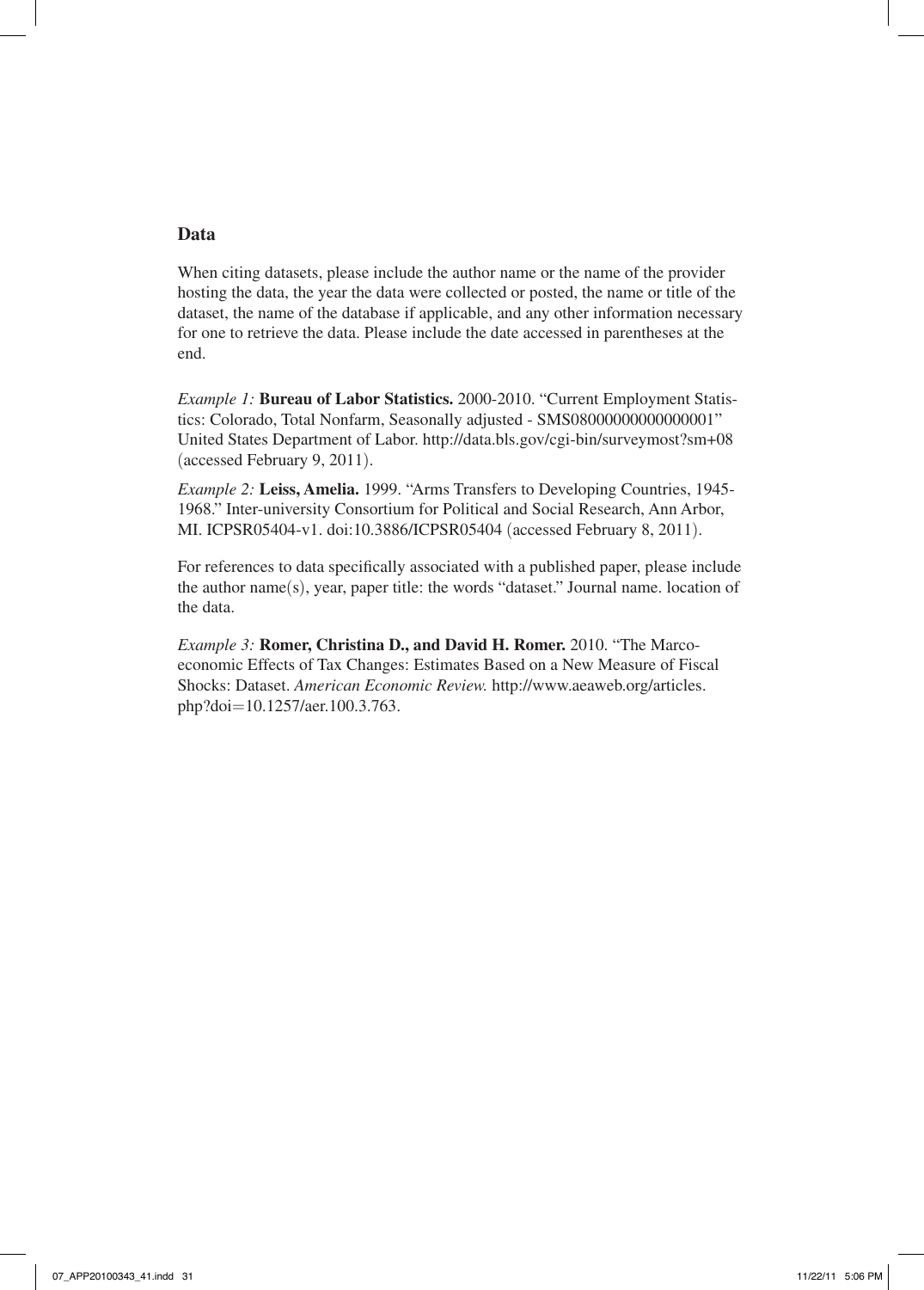### Data

When citing datasets, please include the author name or the name of the provider hosting the data, the year the data were collected or posted, the name or title of the dataset, the name of the database if applicable, and any other information necessary for one to retrieve the data. Please include the date accessed in parentheses at the end.

*Example 1:* **Bureau of Labor Statistics.** 2000-2010. "Current Employment Statistics: Colorado, Total Nonfarm, Seasonally adjusted - SMS08000000000000001" United States Department of Labor. http://data.bls.gov/cgi-bin/surveymost?sm+08 (accessed February 9, 2011).

*Example 2:* **Leiss, Amelia.** 1999. "Arms Transfers to Developing Countries, 1945-1968." Inter-university Consortium for Political and Social Research, Ann Arbor, MI. ICPSR05404-v1. doi:10.3886/ICPSR05404 (accessed February 8, 2011).

For references to data specifically associated with a published paper, please include the author name(s), year, paper title: the words "dataset." Journal name. location of the data.

*Example 3:* **Romer, Christina D., and David H. Romer.** 2010. "The Marco-economic Effects of Tax Changes: Estimates Based on a New Measure of Fiscal Shocks: Dataset. *American Economic Review.* http://www.aeaweb.org/articles.php?doi=10.1257/aer.100.3.763.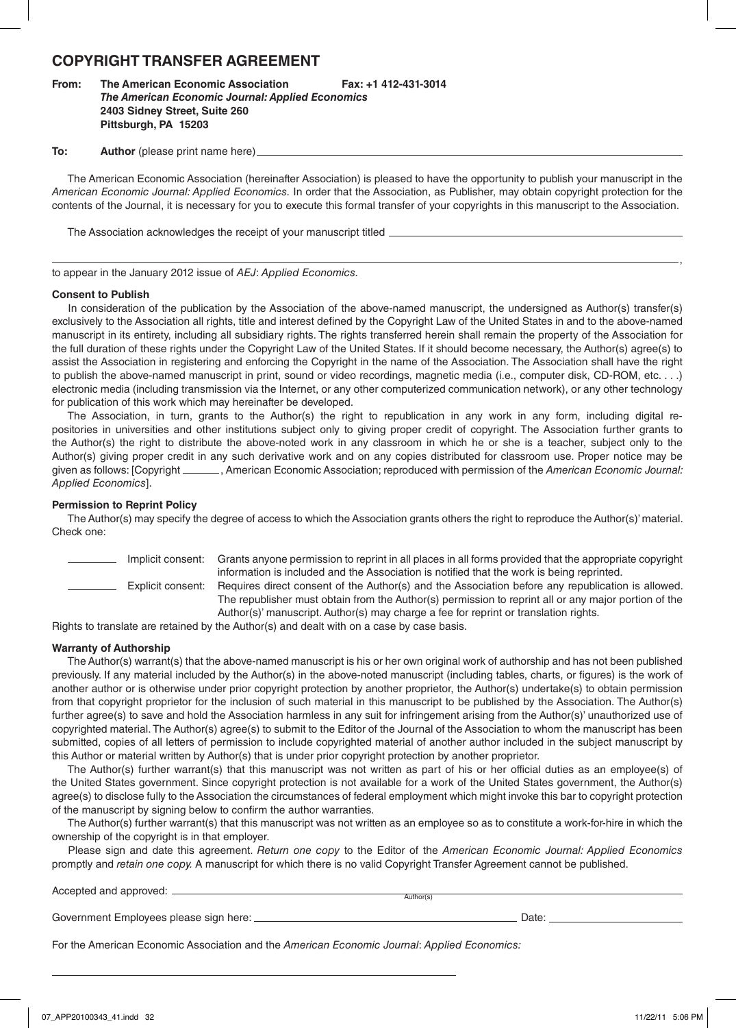# COPYRIGHT TRANSFER AGREEMENT

**From:** **The American Economic Association** **Fax: +1 412-431-3014**
***The American Economic Journal: Applied Economics***
**2403 Sidney Street, Suite 260**
**Pittsburgh, PA 15203**

**To:** **Author** (please print name here) ______________________________

The American Economic Association (hereinafter Association) is pleased to have the opportunity to publish your manuscript in the *American Economic Journal: Applied Economics.* In order that the Association, as Publisher, may obtain copyright protection for the contents of the Journal, it is necessary for you to execute this formal transfer of your copyrights in this manuscript to the Association.

The Association acknowledges the receipt of your manuscript titled ______________________________

______________________________,

to appear in the January 2012 issue of *AEJ*: *Applied Economics*.

**Consent to Publish**

In consideration of the publication by the Association of the above-named manuscript, the undersigned as Author(s) transfer(s) exclusively to the Association all rights, title and interest defined by the Copyright Law of the United States in and to the above-named manuscript in its entirety, including all subsidiary rights. The rights transferred herein shall remain the property of the Association for the full duration of these rights under the Copyright Law of the United States. If it should become necessary, the Author(s) agree(s) to assist the Association in registering and enforcing the Copyright in the name of the Association. The Association shall have the right to publish the above-named manuscript in print, sound or video recordings, magnetic media (i.e., computer disk, CD-ROM, etc. . . .) electronic media (including transmission via the Internet, or any other computerized communication network), or any other technology for publication of this work which may hereinafter be developed.

The Association, in turn, grants to the Author(s) the right to republication in any work in any form, including digital re-positories in universities and other institutions subject only to giving proper credit of copyright. The Association further grants to the Author(s) the right to distribute the above-noted work in any classroom in which he or she is a teacher, subject only to the Author(s) giving proper credit in any such derivative work and on any copies distributed for classroom use. Proper notice may be given as follows: [Copyright ______, American Economic Association; reproduced with permission of the *American Economic Journal: Applied Economics*].

**Permission to Reprint Policy**

The Author(s) may specify the degree of access to which the Association grants others the right to reproduce the Author(s)' material. Check one:

______ Implicit consent: Grants anyone permission to reprint in all places in all forms provided that the appropriate copyright information is included and the Association is notified that the work is being reprinted.

______ Explicit consent: Requires direct consent of the Author(s) and the Association before any republication is allowed. The republisher must obtain from the Author(s) permission to reprint all or any major portion of the Author(s)' manuscript. Author(s) may charge a fee for reprint or translation rights.

Rights to translate are retained by the Author(s) and dealt with on a case by case basis.

**Warranty of Authorship**

The Author(s) warrant(s) that the above-named manuscript is his or her own original work of authorship and has not been published previously. If any material included by the Author(s) in the above-noted manuscript (including tables, charts, or figures) is the work of another author or is otherwise under prior copyright protection by another proprietor, the Author(s) undertake(s) to obtain permission from that copyright proprietor for the inclusion of such material in this manuscript to be published by the Association. The Author(s) further agree(s) to save and hold the Association harmless in any suit for infringement arising from the Author(s)' unauthorized use of copyrighted material. The Author(s) agree(s) to submit to the Editor of the Journal of the Association to whom the manuscript has been submitted, copies of all letters of permission to include copyrighted material of another author included in the subject manuscript by this Author or material written by Author(s) that is under prior copyright protection by another proprietor.

The Author(s) further warrant(s) that this manuscript was not written as part of his or her official duties as an employee(s) of the United States government. Since copyright protection is not available for a work of the United States government, the Author(s) agree(s) to disclose fully to the Association the circumstances of federal employment which might invoke this bar to copyright protection of the manuscript by signing below to confirm the author warranties.

The Author(s) further warrant(s) that this manuscript was not written as an employee so as to constitute a work-for-hire in which the ownership of the copyright is in that employer.

Please sign and date this agreement. *Return one copy* to the Editor of the *American Economic Journal: Applied Economics* promptly and *retain one copy.* A manuscript for which there is no valid Copyright Transfer Agreement cannot be published.

Accepted and approved: ______________________________
Author(s)

Government Employees please sign here: ______________________________ Date: ______________

For the American Economic Association and the *American Economic Journal*: *Applied Economics:*

______________________________